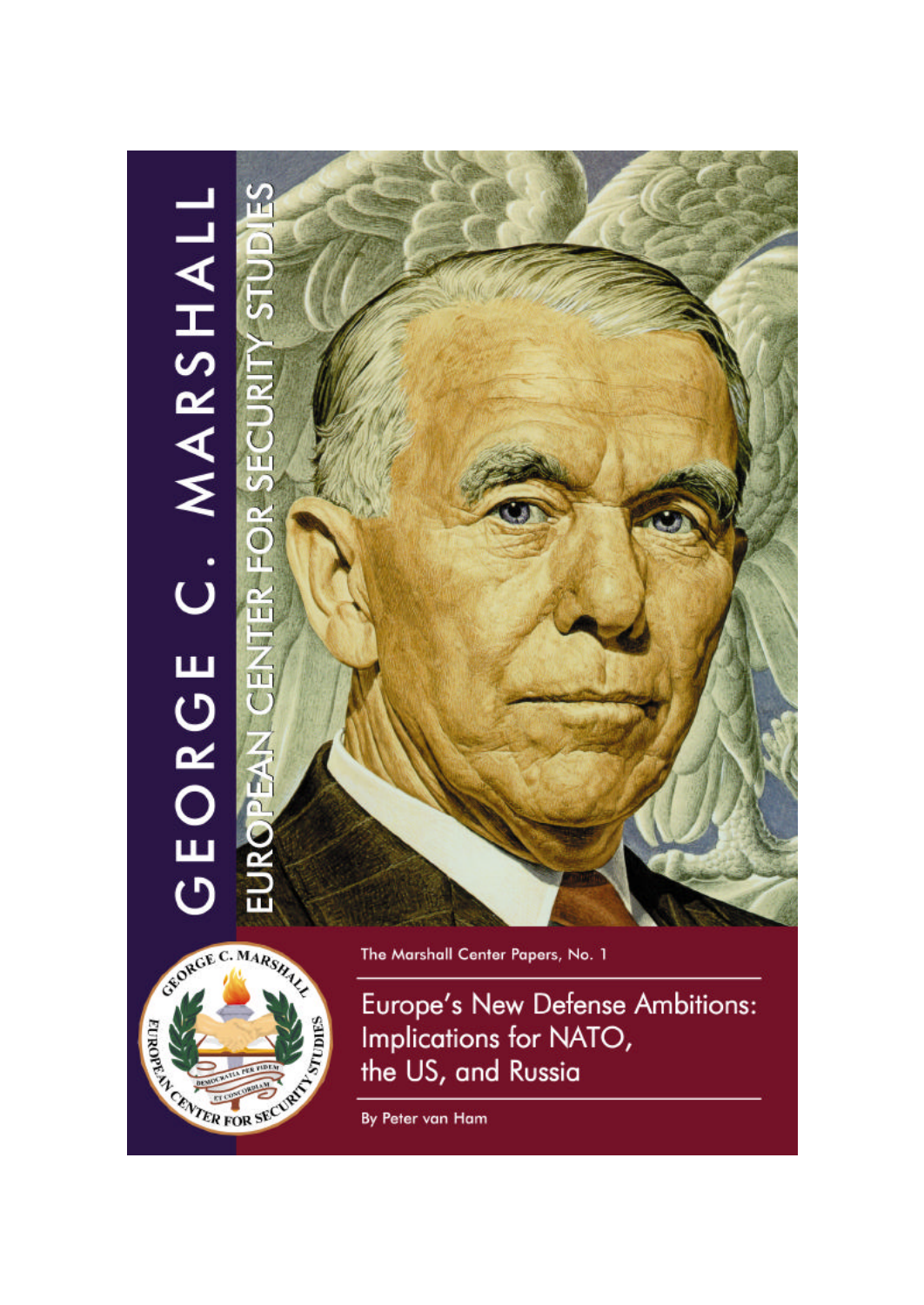# GEORGE C. MARSHALL

## EUROPEAN CENTER FOR SECURITY STUDIES

The Marshall Center Papers, No. 1

# Europe's New Defense Ambitions: Implications for NATO, the US, and Russia

By Peter van Ham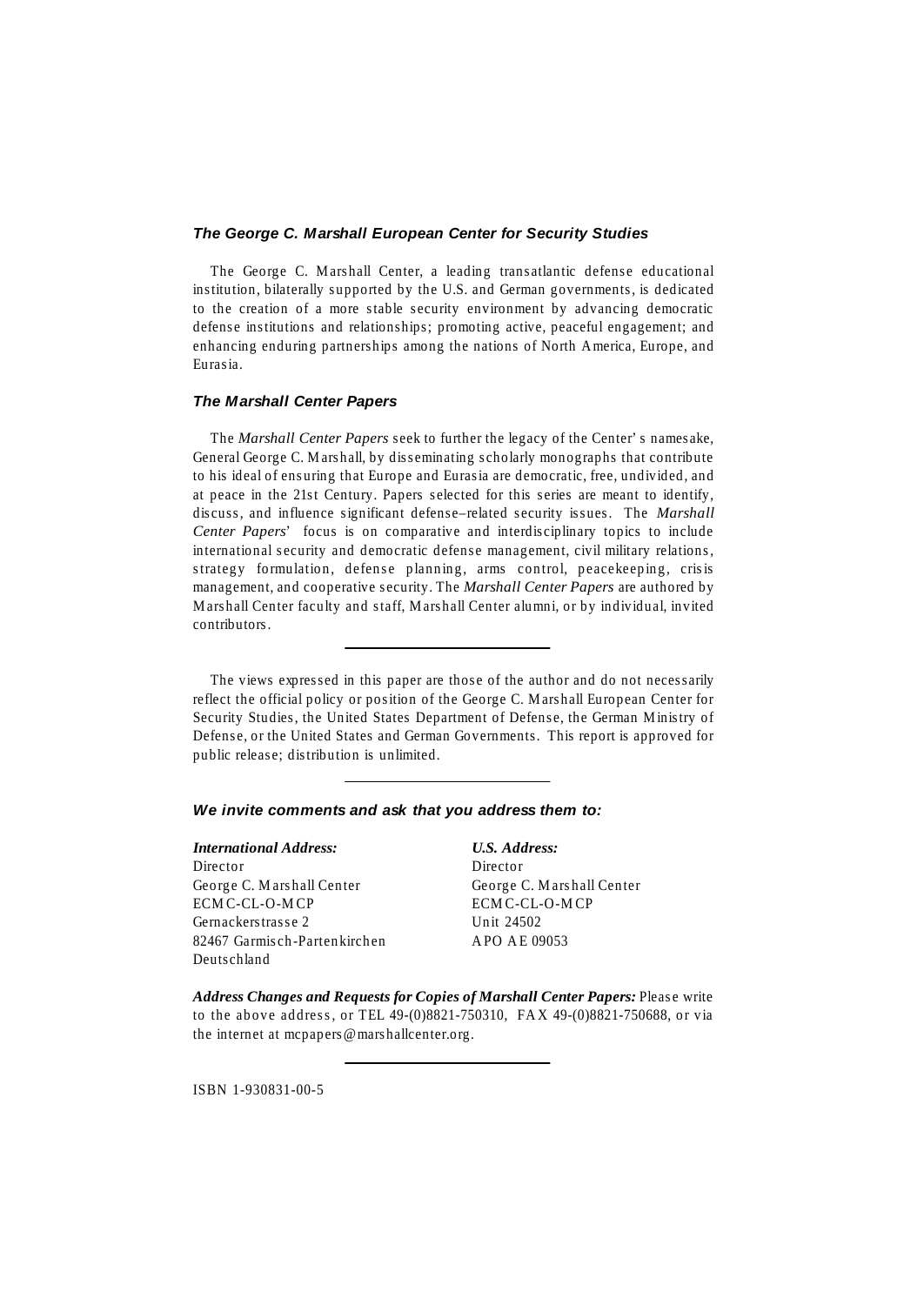### *The George C. Marshall European Center for Security Studies*

The George C. Marshall Center, a leading transatlantic defense educational institution, bilaterally supported by the U.S. and German governments, is dedicated to the creation of a more stable security environment by advancing democratic defense institutions and relationships; promoting active, peaceful engagement; and enhancing enduring partnerships among the nations of North America, Europe, and Eurasia.

### *The Marshall Center Papers*

The *Marshall Center Papers* seek to further the legacy of the Center's namesake, General George C. Marshall, by disseminating scholarly monographs that contribute to his ideal of ensuring that Europe and Eurasia are democratic, free, undivided, and at peace in the 21st Century. Papers selected for this series are meant to identify, discuss, and influence significant defense–related security issues. The *Marshall Center Papers*' focus is on comparative and interdisciplinary topics to include international security and democratic defense management, civil military relations, strategy formulation, defense planning, arms control, peacekeeping, crisis management, and cooperative security. The *Marshall Center Papers* are authored by Marshall Center faculty and staff, Marshall Center alumni, or by individual, invited contributors.

---

The views expressed in this paper are those of the author and do not necessarily reflect the official policy or position of the George C. Marshall European Center for Security Studies, the United States Department of Defense, the German Ministry of Defense, or the United States and German Governments. This report is approved for public release; distribution is unlimited.

---

### *We invite comments and ask that you address them to:*

***International Address:***
Director
George C. Marshall Center
ECMC-CL-O-MCP
Gernackerstrasse 2
82467 Garmisch-Partenkirchen
Deutschland

***U.S. Address:***
Director
George C. Marshall Center
ECMC-CL-O-MCP
Unit 24502
APO AE 09053

***Address Changes and Requests for Copies of Marshall Center Papers:*** Please write to the above address, or TEL 49-(0)8821-750310, FAX 49-(0)8821-750688, or via the internet at mcpapers@marshallcenter.org.

---

ISBN 1-930831-00-5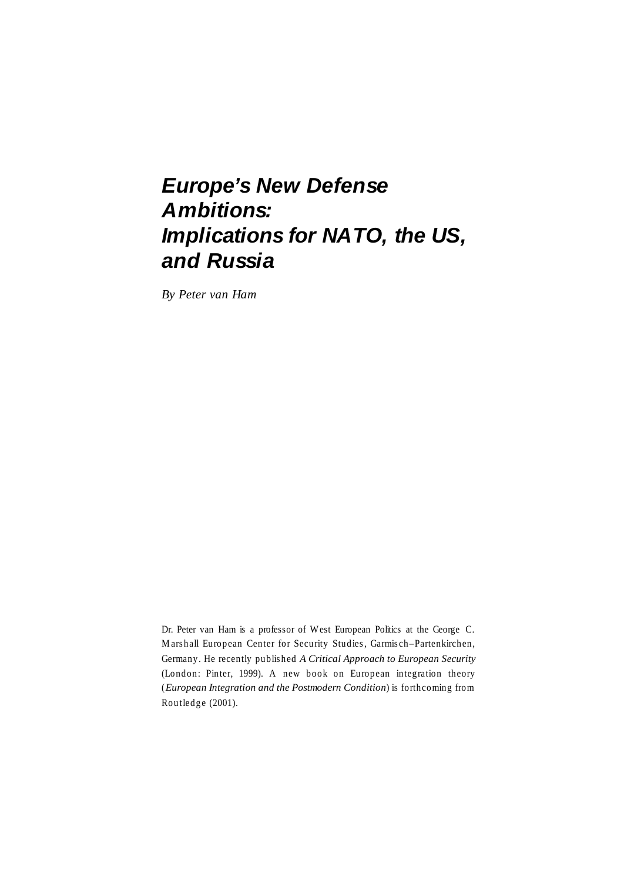# *Europe's New Defense Ambitions: Implications for NATO, the US, and Russia*

*By Peter van Ham*

Dr. Peter van Ham is a professor of West European Politics at the George C. Marshall European Center for Security Studies, Garmisch–Partenkirchen, Germany. He recently published *A Critical Approach to European Security* (London: Pinter, 1999). A new book on European integration theory (*European Integration and the Postmodern Condition*) is forthcoming from Routledge (2001).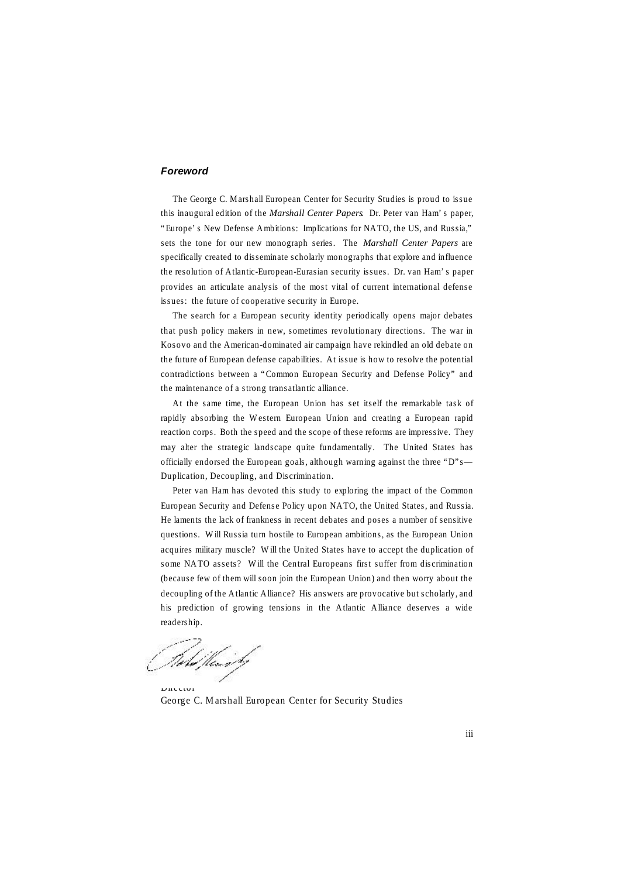## *Foreword*

The George C. Marshall European Center for Security Studies is proud to issue this inaugural edition of the *Marshall Center Papers*. Dr. Peter van Ham's paper, "Europe's New Defense Ambitions: Implications for NATO, the US, and Russia," sets the tone for our new monograph series. The *Marshall Center Papers* are specifically created to disseminate scholarly monographs that explore and influence the resolution of Atlantic-European-Eurasian security issues. Dr. van Ham's paper provides an articulate analysis of the most vital of current international defense issues: the future of cooperative security in Europe.

The search for a European security identity periodically opens major debates that push policy makers in new, sometimes revolutionary directions. The war in Kosovo and the American-dominated air campaign have rekindled an old debate on the future of European defense capabilities. At issue is how to resolve the potential contradictions between a "Common European Security and Defense Policy" and the maintenance of a strong transatlantic alliance.

At the same time, the European Union has set itself the remarkable task of rapidly absorbing the Western European Union and creating a European rapid reaction corps. Both the speed and the scope of these reforms are impressive. They may alter the strategic landscape quite fundamentally. The United States has officially endorsed the European goals, although warning against the three "D"s—Duplication, Decoupling, and Discrimination.

Peter van Ham has devoted this study to exploring the impact of the Common European Security and Defense Policy upon NATO, the United States, and Russia. He laments the lack of frankness in recent debates and poses a number of sensitive questions. Will Russia turn hostile to European ambitions, as the European Union acquires military muscle? Will the United States have to accept the duplication of some NATO assets? Will the Central Europeans first suffer from discrimination (because few of them will soon join the European Union) and then worry about the decoupling of the Atlantic Alliance? His answers are provocative but scholarly, and his prediction of growing tensions in the Atlantic Alliance deserves a wide readership.

Director
George C. Marshall European Center for Security Studies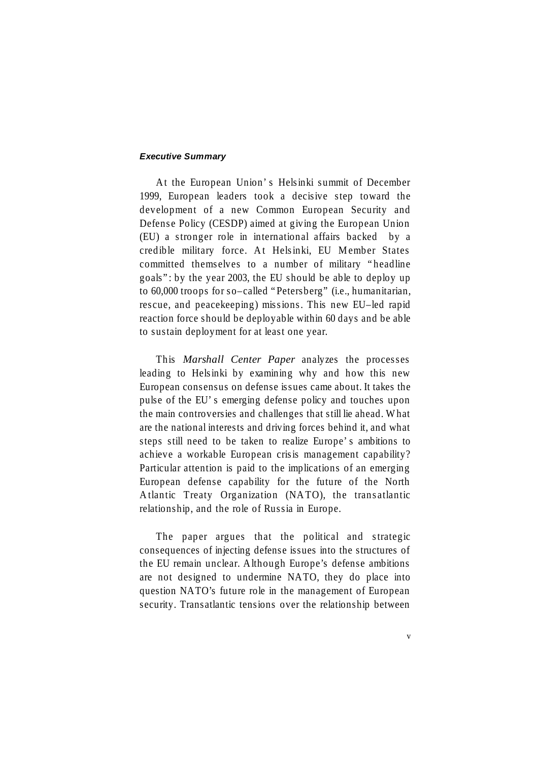### *Executive Summary*

At the European Union's Helsinki summit of December 1999, European leaders took a decisive step toward the development of a new Common European Security and Defense Policy (CESDP) aimed at giving the European Union (EU) a stronger role in international affairs backed by a credible military force. At Helsinki, EU Member States committed themselves to a number of military "headline goals": by the year 2003, the EU should be able to deploy up to 60,000 troops for so–called "Petersberg" (i.e., humanitarian, rescue, and peacekeeping) missions. This new EU–led rapid reaction force should be deployable within 60 days and be able to sustain deployment for at least one year.

This *Marshall Center Paper* analyzes the processes leading to Helsinki by examining why and how this new European consensus on defense issues came about. It takes the pulse of the EU's emerging defense policy and touches upon the main controversies and challenges that still lie ahead. What are the national interests and driving forces behind it, and what steps still need to be taken to realize Europe's ambitions to achieve a workable European crisis management capability? Particular attention is paid to the implications of an emerging European defense capability for the future of the North Atlantic Treaty Organization (NATO), the transatlantic relationship, and the role of Russia in Europe.

The paper argues that the political and strategic consequences of injecting defense issues into the structures of the EU remain unclear. Although Europe's defense ambitions are not designed to undermine NATO, they do place into question NATO's future role in the management of European security. Transatlantic tensions over the relationship between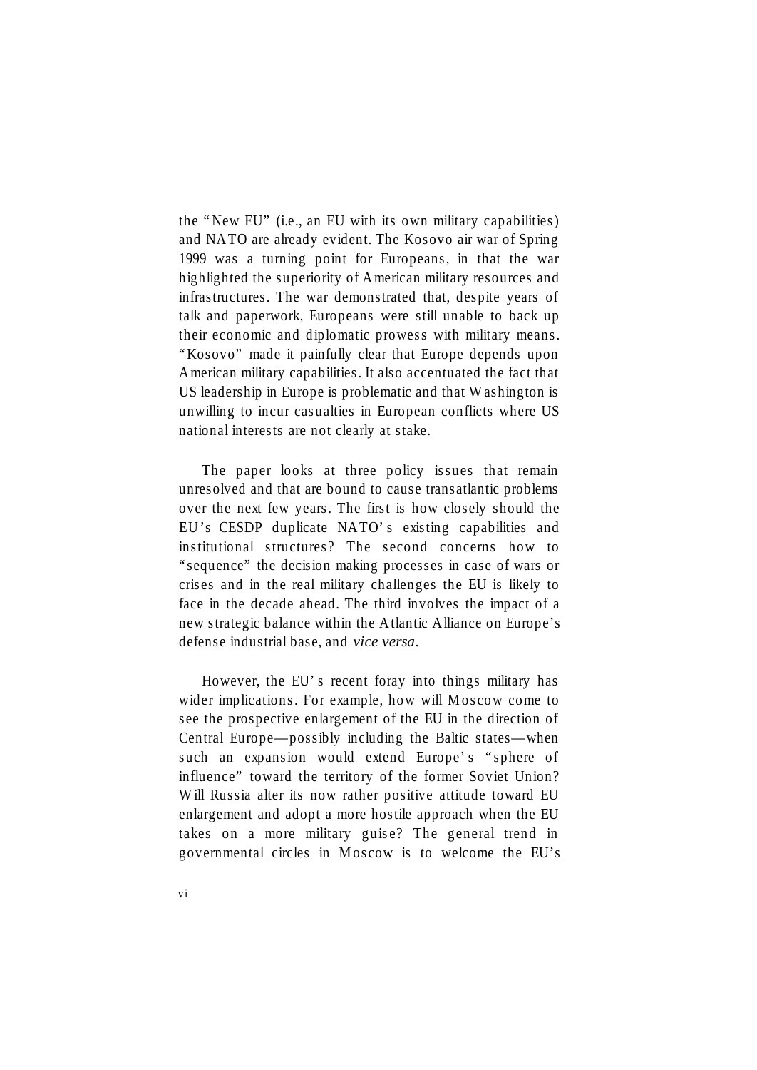the "New EU" (i.e., an EU with its own military capabilities) and NATO are already evident. The Kosovo air war of Spring 1999 was a turning point for Europeans, in that the war highlighted the superiority of American military resources and infrastructures. The war demonstrated that, despite years of talk and paperwork, Europeans were still unable to back up their economic and diplomatic prowess with military means. "Kosovo" made it painfully clear that Europe depends upon American military capabilities. It also accentuated the fact that US leadership in Europe is problematic and that Washington is unwilling to incur casualties in European conflicts where US national interests are not clearly at stake.

The paper looks at three policy issues that remain unresolved and that are bound to cause transatlantic problems over the next few years. The first is how closely should the EU's CESDP duplicate NATO's existing capabilities and institutional structures? The second concerns how to "sequence" the decision making processes in case of wars or crises and in the real military challenges the EU is likely to face in the decade ahead. The third involves the impact of a new strategic balance within the Atlantic Alliance on Europe's defense industrial base, and *vice versa*.

However, the EU's recent foray into things military has wider implications. For example, how will Moscow come to see the prospective enlargement of the EU in the direction of Central Europe—possibly including the Baltic states—when such an expansion would extend Europe's "sphere of influence" toward the territory of the former Soviet Union? Will Russia alter its now rather positive attitude toward EU enlargement and adopt a more hostile approach when the EU takes on a more military guise? The general trend in governmental circles in Moscow is to welcome the EU's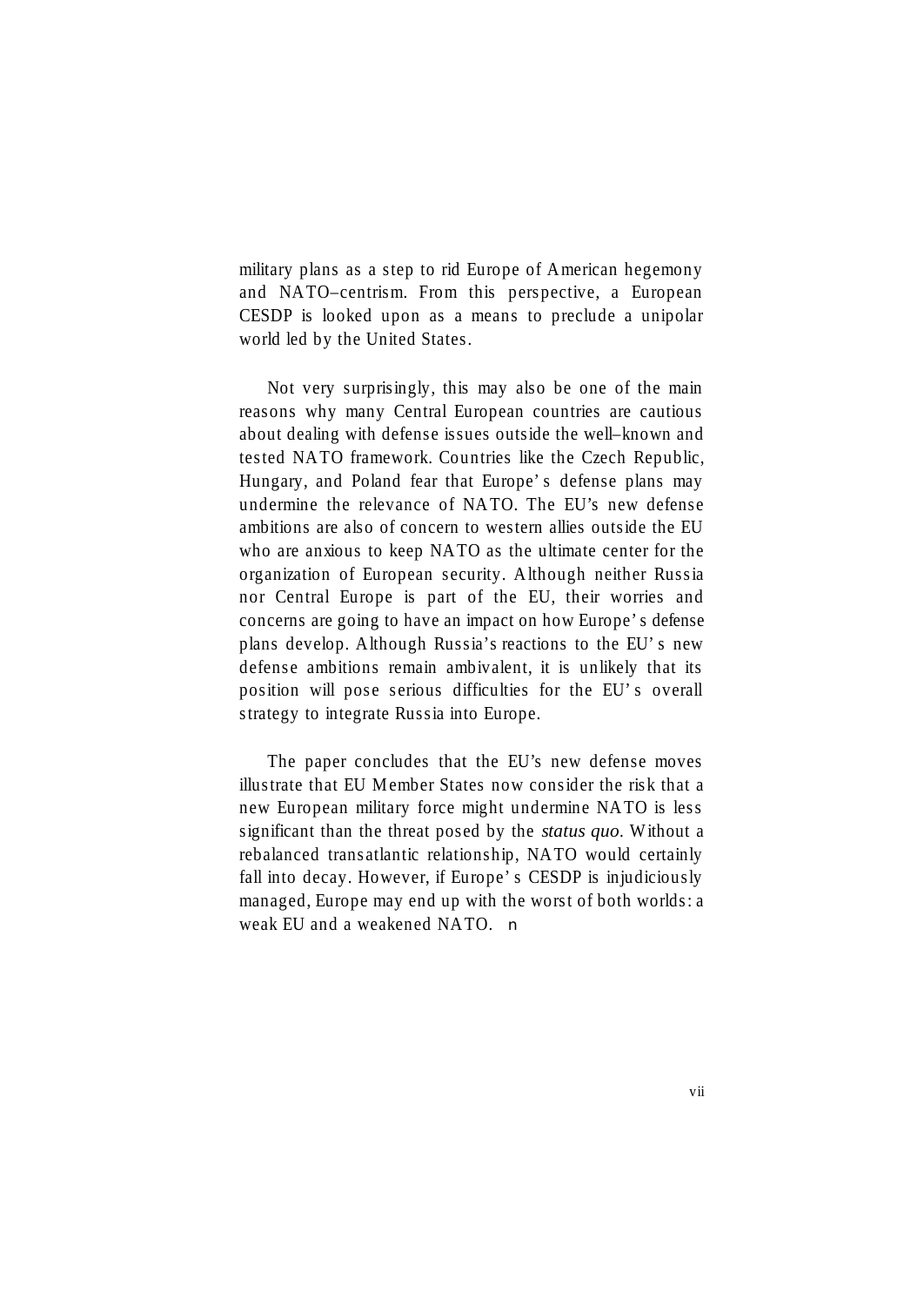military plans as a step to rid Europe of American hegemony and NATO–centrism. From this perspective, a European CESDP is looked upon as a means to preclude a unipolar world led by the United States.

Not very surprisingly, this may also be one of the main reasons why many Central European countries are cautious about dealing with defense issues outside the well–known and tested NATO framework. Countries like the Czech Republic, Hungary, and Poland fear that Europe's defense plans may undermine the relevance of NATO. The EU's new defense ambitions are also of concern to western allies outside the EU who are anxious to keep NATO as the ultimate center for the organization of European security. Although neither Russia nor Central Europe is part of the EU, their worries and concerns are going to have an impact on how Europe's defense plans develop. Although Russia's reactions to the EU's new defense ambitions remain ambivalent, it is unlikely that its position will pose serious difficulties for the EU's overall strategy to integrate Russia into Europe.

The paper concludes that the EU's new defense moves illustrate that EU Member States now consider the risk that a new European military force might undermine NATO is less significant than the threat posed by the *status quo*. Without a rebalanced transatlantic relationship, NATO would certainly fall into decay. However, if Europe's CESDP is injudiciously managed, Europe may end up with the worst of both worlds: a weak EU and a weakened NATO. ■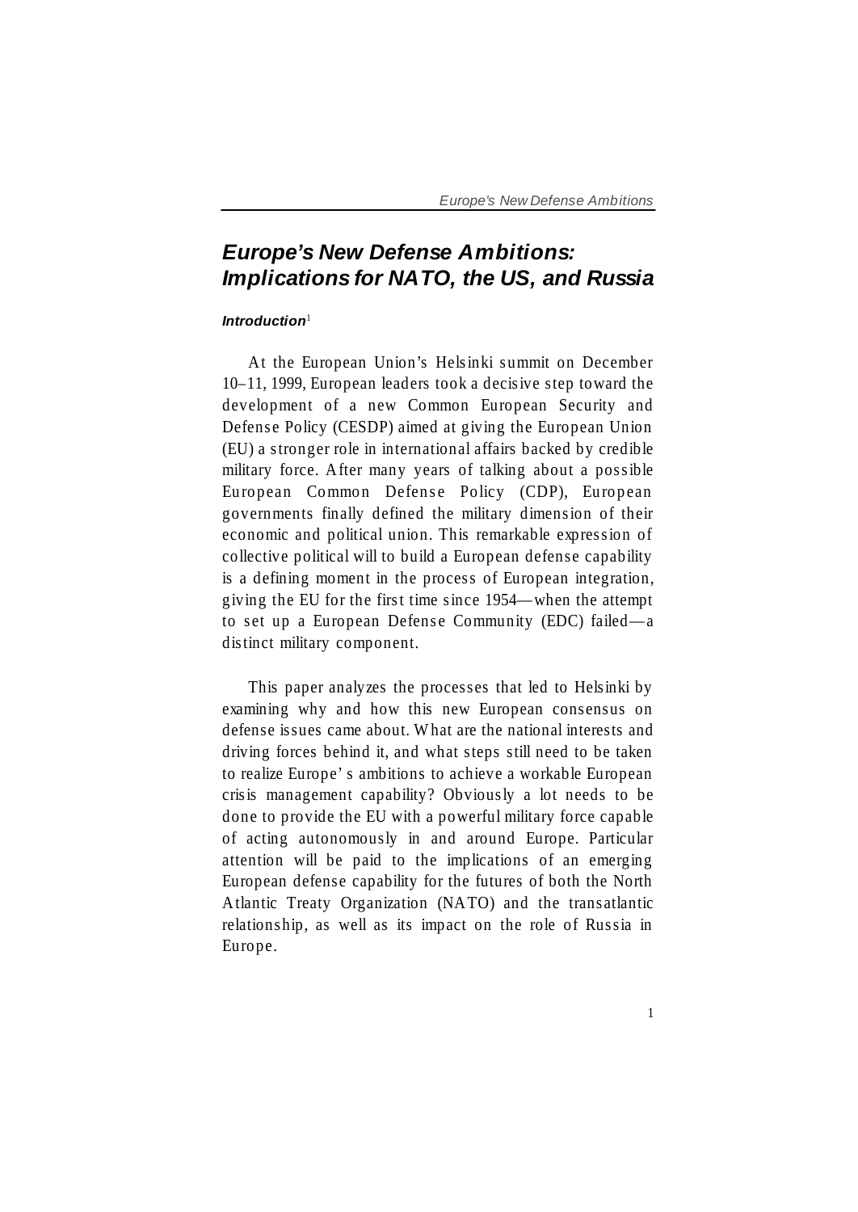# Europe's New Defense Ambitions: Implications for NATO, the US, and Russia

### *Introduction*[1]

At the European Union's Helsinki summit on December 10–11, 1999, European leaders took a decisive step toward the development of a new Common European Security and Defense Policy (CESDP) aimed at giving the European Union (EU) a stronger role in international affairs backed by credible military force. After many years of talking about a possible European Common Defense Policy (CDP), European governments finally defined the military dimension of their economic and political union. This remarkable expression of collective political will to build a European defense capability is a defining moment in the process of European integration, giving the EU for the first time since 1954—when the attempt to set up a European Defense Community (EDC) failed—a distinct military component.

This paper analyzes the processes that led to Helsinki by examining why and how this new European consensus on defense issues came about. What are the national interests and driving forces behind it, and what steps still need to be taken to realize Europe's ambitions to achieve a workable European crisis management capability? Obviously a lot needs to be done to provide the EU with a powerful military force capable of acting autonomously in and around Europe. Particular attention will be paid to the implications of an emerging European defense capability for the futures of both the North Atlantic Treaty Organization (NATO) and the transatlantic relationship, as well as its impact on the role of Russia in Europe.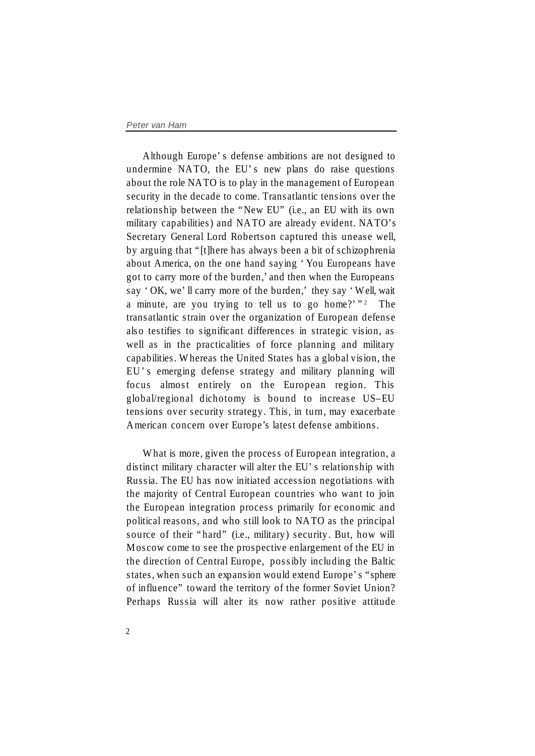Although Europe's defense ambitions are not designed to undermine NATO, the EU's new plans do raise questions about the role NATO is to play in the management of European security in the decade to come. Transatlantic tensions over the relationship between the "New EU" (i.e., an EU with its own military capabilities) and NATO are already evident. NATO's Secretary General Lord Robertson captured this unease well, by arguing that "[t]here has always been a bit of schizophrenia about America, on the one hand saying 'You Europeans have got to carry more of the burden,' and then when the Europeans say 'OK, we'll carry more of the burden,' they say 'Well, wait a minute, are you trying to tell us to go home?'"[2] The transatlantic strain over the organization of European defense also testifies to significant differences in strategic vision, as well as in the practicalities of force planning and military capabilities. Whereas the United States has a global vision, the EU's emerging defense strategy and military planning will focus almost entirely on the European region. This global/regional dichotomy is bound to increase US–EU tensions over security strategy. This, in turn, may exacerbate American concern over Europe's latest defense ambitions.

What is more, given the process of European integration, a distinct military character will alter the EU's relationship with Russia. The EU has now initiated accession negotiations with the majority of Central European countries who want to join the European integration process primarily for economic and political reasons, and who still look to NATO as the principal source of their "hard" (i.e., military) security. But, how will Moscow come to see the prospective enlargement of the EU in the direction of Central Europe, possibly including the Baltic states, when such an expansion would extend Europe's "sphere of influence" toward the territory of the former Soviet Union? Perhaps Russia will alter its now rather positive attitude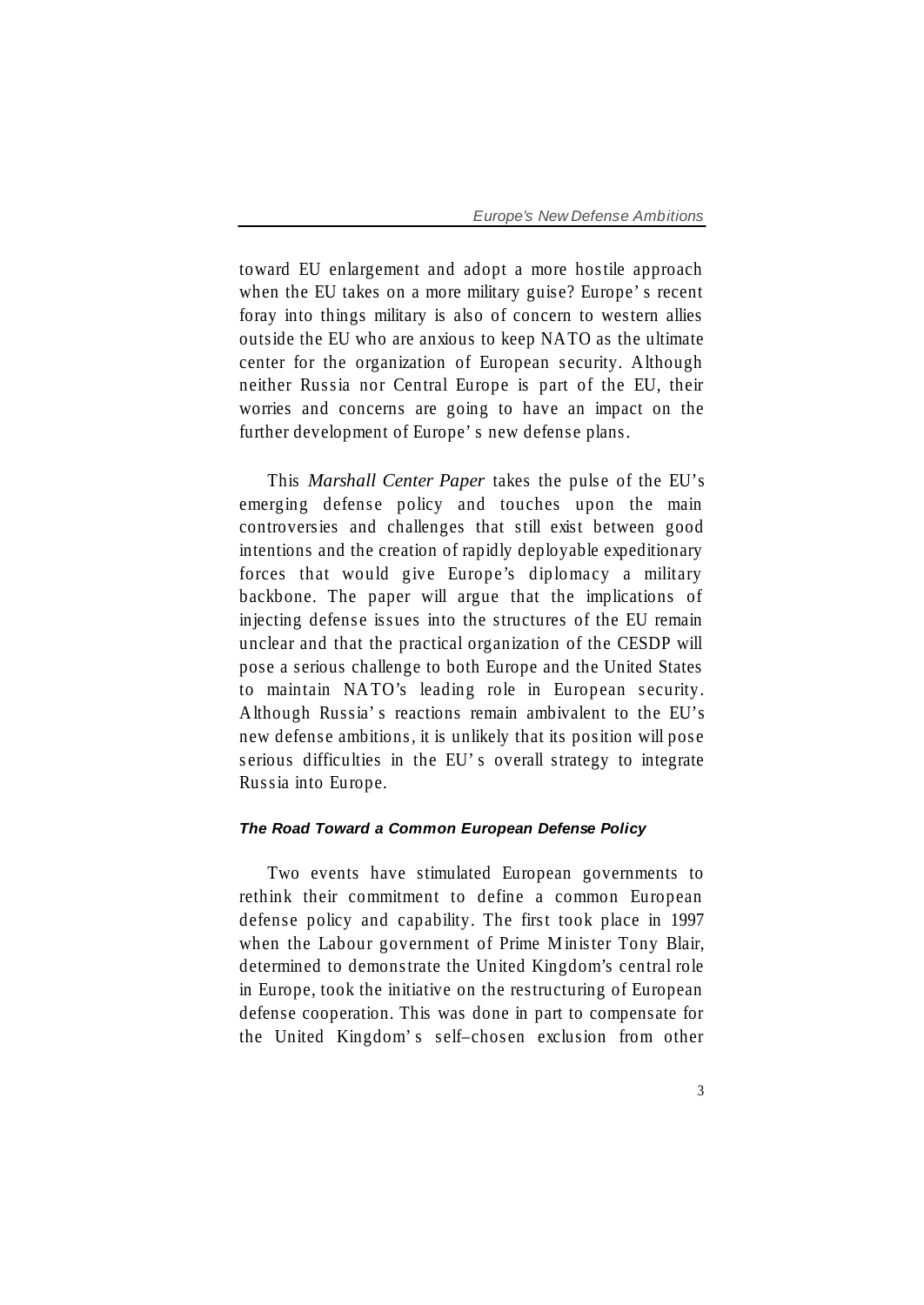toward EU enlargement and adopt a more hostile approach when the EU takes on a more military guise? Europe's recent foray into things military is also of concern to western allies outside the EU who are anxious to keep NATO as the ultimate center for the organization of European security. Although neither Russia nor Central Europe is part of the EU, their worries and concerns are going to have an impact on the further development of Europe's new defense plans.

This *Marshall Center Paper* takes the pulse of the EU's emerging defense policy and touches upon the main controversies and challenges that still exist between good intentions and the creation of rapidly deployable expeditionary forces that would give Europe's diplomacy a military backbone. The paper will argue that the implications of injecting defense issues into the structures of the EU remain unclear and that the practical organization of the CESDP will pose a serious challenge to both Europe and the United States to maintain NATO's leading role in European security. Although Russia's reactions remain ambivalent to the EU's new defense ambitions, it is unlikely that its position will pose serious difficulties in the EU's overall strategy to integrate Russia into Europe.

### The Road Toward a Common European Defense Policy

Two events have stimulated European governments to rethink their commitment to define a common European defense policy and capability. The first took place in 1997 when the Labour government of Prime Minister Tony Blair, determined to demonstrate the United Kingdom's central role in Europe, took the initiative on the restructuring of European defense cooperation. This was done in part to compensate for the United Kingdom's self–chosen exclusion from other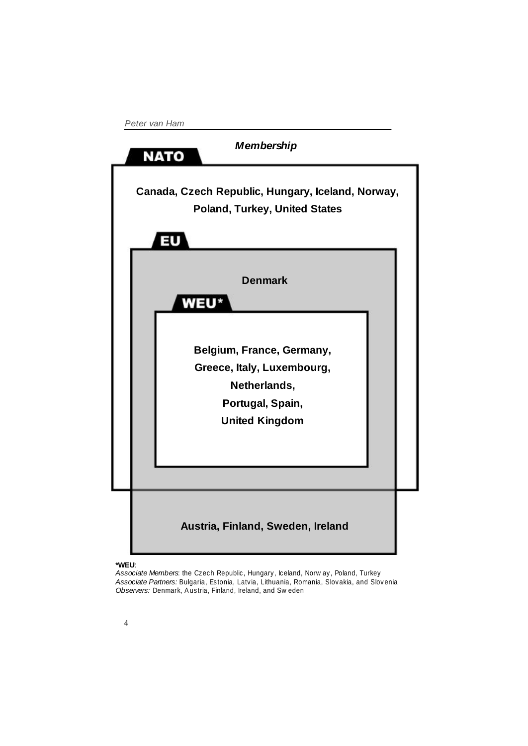***Membership***

**NATO**

**Canada, Czech Republic, Hungary, Iceland, Norway, Poland, Turkey, United States**

**EU**

**Denmark**

**WEU***

**Belgium, France, Germany, Greece, Italy, Luxembourg, Netherlands, Portugal, Spain, United Kingdom**

**Austria, Finland, Sweden, Ireland**

***WEU**:
*Associate Members*: the Czech Republic, Hungary, Iceland, Norway, Poland, Turkey
*Associate Partners:* Bulgaria, Estonia, Latvia, Lithuania, Romania, Slovakia, and Slovenia
*Observers:* Denmark, Austria, Finland, Ireland, and Sweden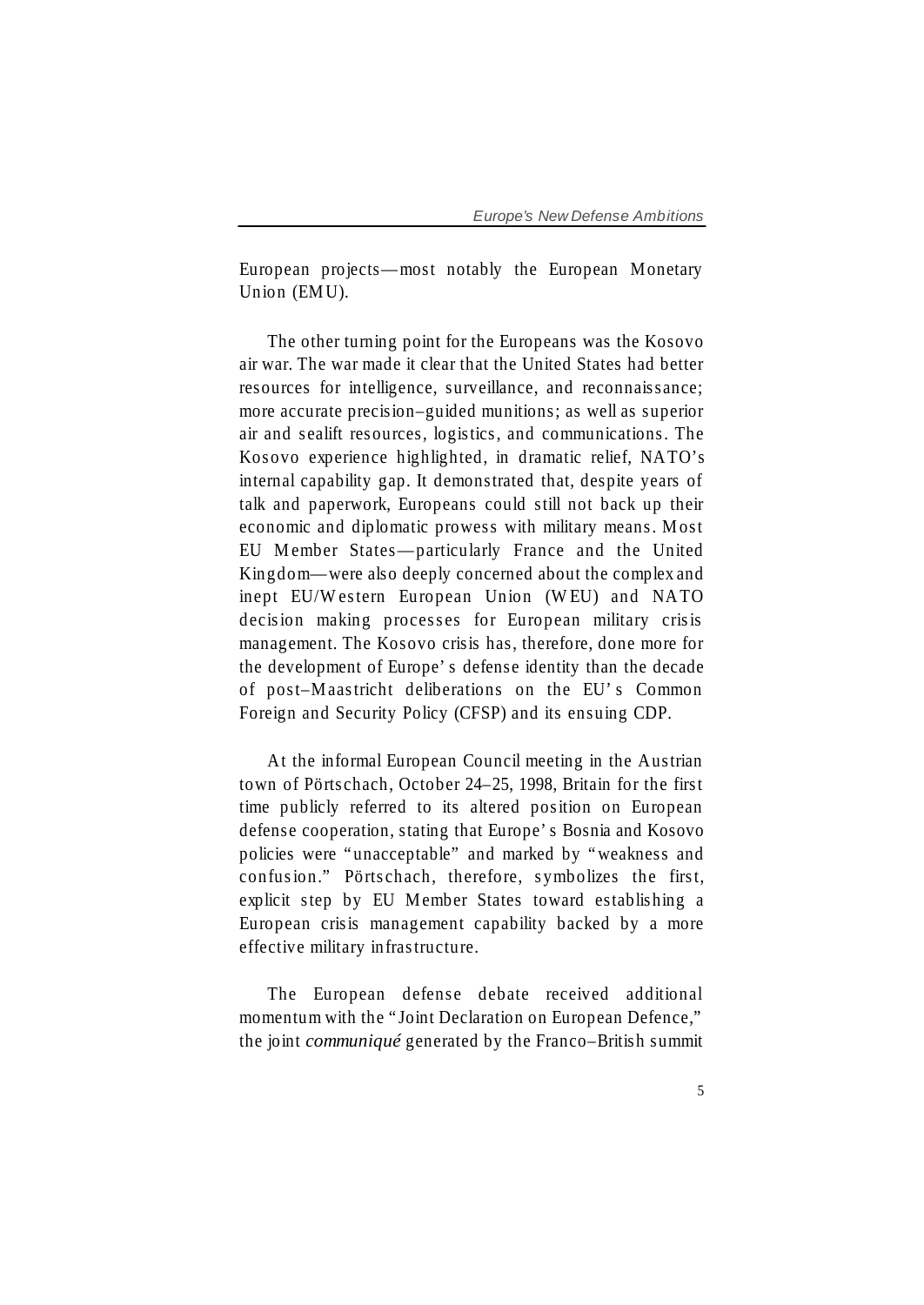European projects—most notably the European Monetary Union (EMU).

The other turning point for the Europeans was the Kosovo air war. The war made it clear that the United States had better resources for intelligence, surveillance, and reconnaissance; more accurate precision–guided munitions; as well as superior air and sealift resources, logistics, and communications. The Kosovo experience highlighted, in dramatic relief, NATO's internal capability gap. It demonstrated that, despite years of talk and paperwork, Europeans could still not back up their economic and diplomatic prowess with military means. Most EU Member States—particularly France and the United Kingdom—were also deeply concerned about the complex and inept EU/Western European Union (WEU) and NATO decision making processes for European military crisis management. The Kosovo crisis has, therefore, done more for the development of Europe's defense identity than the decade of post–Maastricht deliberations on the EU's Common Foreign and Security Policy (CFSP) and its ensuing CDP.

At the informal European Council meeting in the Austrian town of Pörtschach, October 24–25, 1998, Britain for the first time publicly referred to its altered position on European defense cooperation, stating that Europe's Bosnia and Kosovo policies were "unacceptable" and marked by "weakness and confusion." Pörtschach, therefore, symbolizes the first, explicit step by EU Member States toward establishing a European crisis management capability backed by a more effective military infrastructure.

The European defense debate received additional momentum with the "Joint Declaration on European Defence," the joint *communiqué* generated by the Franco–British summit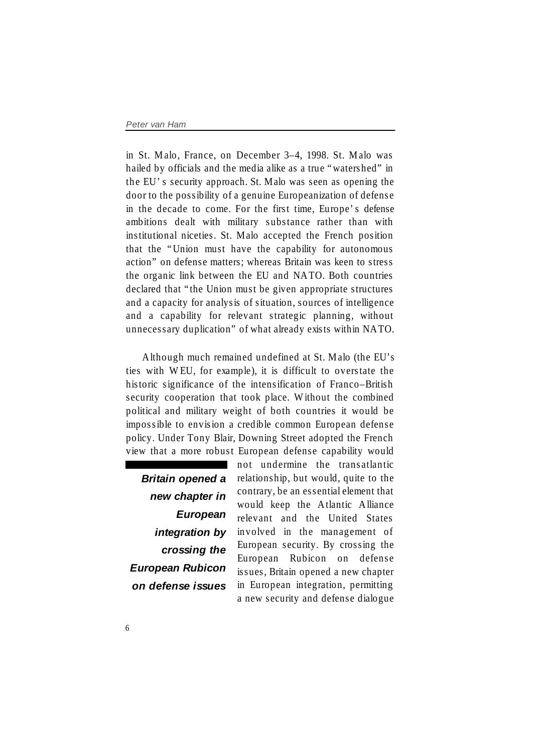in St. Malo, France, on December 3–4, 1998. St. Malo was hailed by officials and the media alike as a true "watershed" in the EU's security approach. St. Malo was seen as opening the door to the possibility of a genuine Europeanization of defense in the decade to come. For the first time, Europe's defense ambitions dealt with military substance rather than with institutional niceties. St. Malo accepted the French position that the "Union must have the capability for autonomous action" on defense matters; whereas Britain was keen to stress the organic link between the EU and NATO. Both countries declared that "the Union must be given appropriate structures and a capacity for analysis of situation, sources of intelligence and a capability for relevant strategic planning, without unnecessary duplication" of what already exists within NATO.

Although much remained undefined at St. Malo (the EU's ties with WEU, for example), it is difficult to overstate the historic significance of the intensification of Franco–British security cooperation that took place. Without the combined political and military weight of both countries it would be impossible to envision a credible common European defense policy. Under Tony Blair, Downing Street adopted the French view that a more robust European defense capability would not undermine the transatlantic relationship, but would, quite to the contrary, be an essential element that would keep the Atlantic Alliance relevant and the United States involved in the management of European security. By crossing the European Rubicon on defense issues, Britain opened a new chapter in European integration, permitting a new security and defense dialogue

***Britain opened a new chapter in European integration by crossing the European Rubicon on defense issues***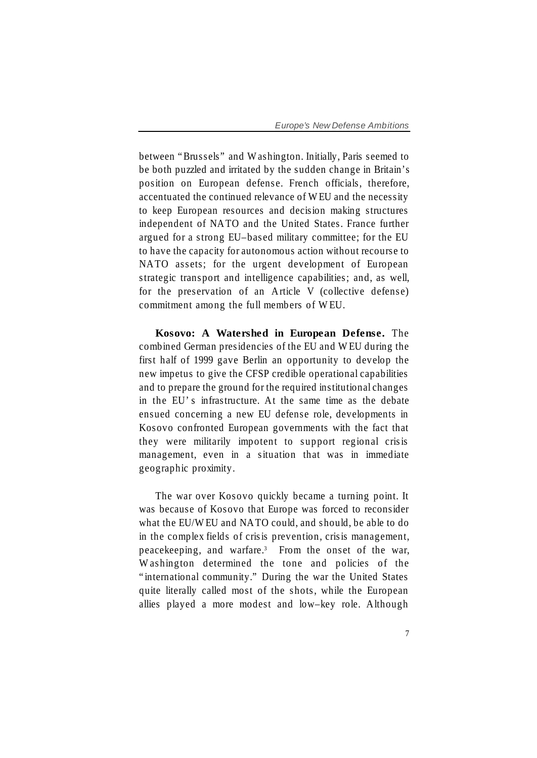between "Brussels" and Washington. Initially, Paris seemed to be both puzzled and irritated by the sudden change in Britain's position on European defense. French officials, therefore, accentuated the continued relevance of WEU and the necessity to keep European resources and decision making structures independent of NATO and the United States. France further argued for a strong EU–based military committee; for the EU to have the capacity for autonomous action without recourse to NATO assets; for the urgent development of European strategic transport and intelligence capabilities; and, as well, for the preservation of an Article V (collective defense) commitment among the full members of WEU.

**Kosovo: A Watershed in European Defense.** The combined German presidencies of the EU and WEU during the first half of 1999 gave Berlin an opportunity to develop the new impetus to give the CFSP credible operational capabilities and to prepare the ground for the required institutional changes in the EU's infrastructure. At the same time as the debate ensued concerning a new EU defense role, developments in Kosovo confronted European governments with the fact that they were militarily impotent to support regional crisis management, even in a situation that was in immediate geographic proximity.

The war over Kosovo quickly became a turning point. It was because of Kosovo that Europe was forced to reconsider what the EU/WEU and NATO could, and should, be able to do in the complex fields of crisis prevention, crisis management, peacekeeping, and warfare.[3] From the onset of the war, Washington determined the tone and policies of the "international community." During the war the United States quite literally called most of the shots, while the European allies played a more modest and low–key role. Although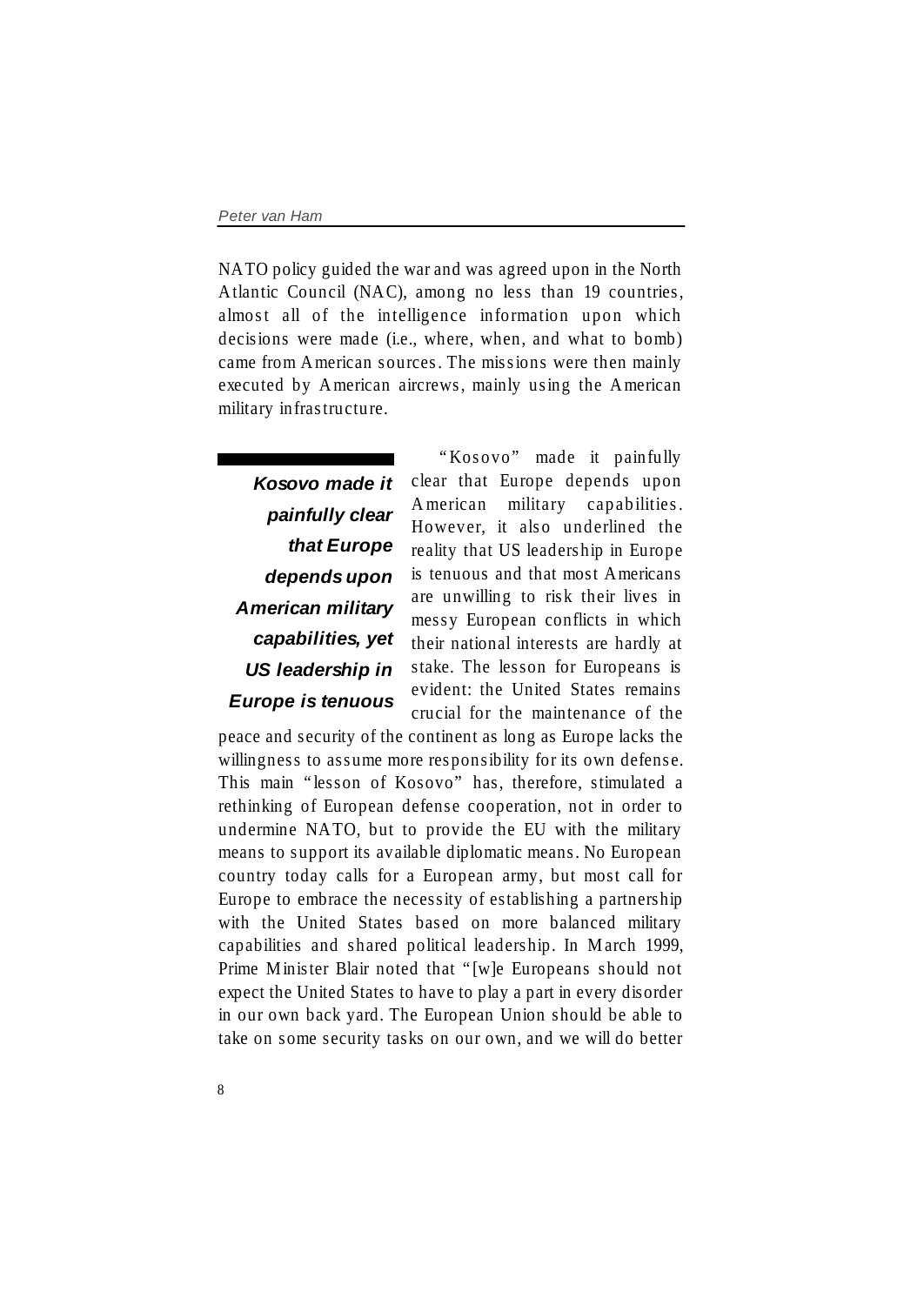NATO policy guided the war and was agreed upon in the North Atlantic Council (NAC), among no less than 19 countries, almost all of the intelligence information upon which decisions were made (i.e., where, when, and what to bomb) came from American sources. The missions were then mainly executed by American aircrews, mainly using the American military infrastructure.

> ***Kosovo made it painfully clear that Europe depends upon American military capabilities, yet US leadership in Europe is tenuous***

"Kosovo" made it painfully clear that Europe depends upon American military capabilities. However, it also underlined the reality that US leadership in Europe is tenuous and that most Americans are unwilling to risk their lives in messy European conflicts in which their national interests are hardly at stake. The lesson for Europeans is evident: the United States remains crucial for the maintenance of the peace and security of the continent as long as Europe lacks the willingness to assume more responsibility for its own defense. This main "lesson of Kosovo" has, therefore, stimulated a rethinking of European defense cooperation, not in order to undermine NATO, but to provide the EU with the military means to support its available diplomatic means. No European country today calls for a European army, but most call for Europe to embrace the necessity of establishing a partnership with the United States based on more balanced military capabilities and shared political leadership. In March 1999, Prime Minister Blair noted that "[w]e Europeans should not expect the United States to have to play a part in every disorder in our own back yard. The European Union should be able to take on some security tasks on our own, and we will do better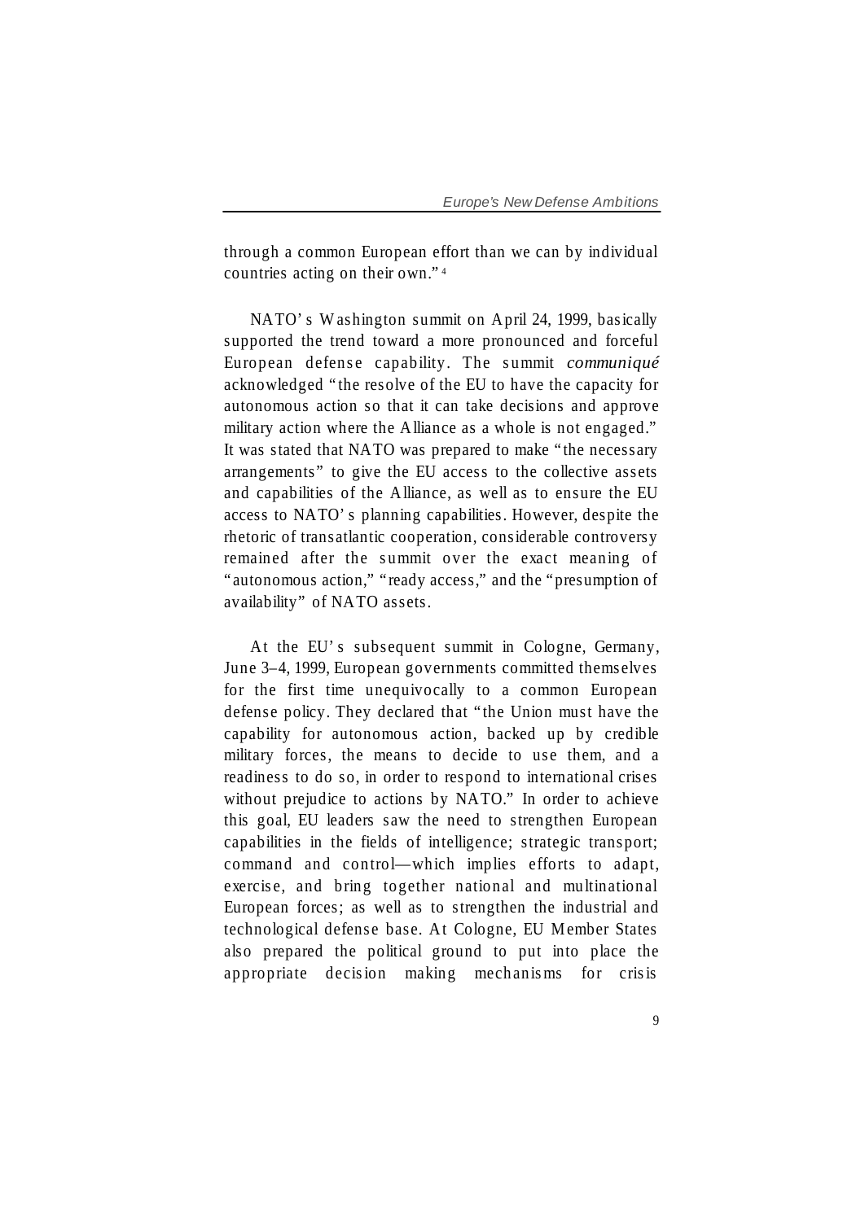through a common European effort than we can by individual countries acting on their own."[4]

NATO's Washington summit on April 24, 1999, basically supported the trend toward a more pronounced and forceful European defense capability. The summit *communiqué* acknowledged "the resolve of the EU to have the capacity for autonomous action so that it can take decisions and approve military action where the Alliance as a whole is not engaged." It was stated that NATO was prepared to make "the necessary arrangements" to give the EU access to the collective assets and capabilities of the Alliance, as well as to ensure the EU access to NATO's planning capabilities. However, despite the rhetoric of transatlantic cooperation, considerable controversy remained after the summit over the exact meaning of "autonomous action," "ready access," and the "presumption of availability" of NATO assets.

At the EU's subsequent summit in Cologne, Germany, June 3–4, 1999, European governments committed themselves for the first time unequivocally to a common European defense policy. They declared that "the Union must have the capability for autonomous action, backed up by credible military forces, the means to decide to use them, and a readiness to do so, in order to respond to international crises without prejudice to actions by NATO." In order to achieve this goal, EU leaders saw the need to strengthen European capabilities in the fields of intelligence; strategic transport; command and control—which implies efforts to adapt, exercise, and bring together national and multinational European forces; as well as to strengthen the industrial and technological defense base. At Cologne, EU Member States also prepared the political ground to put into place the appropriate decision making mechanisms for crisis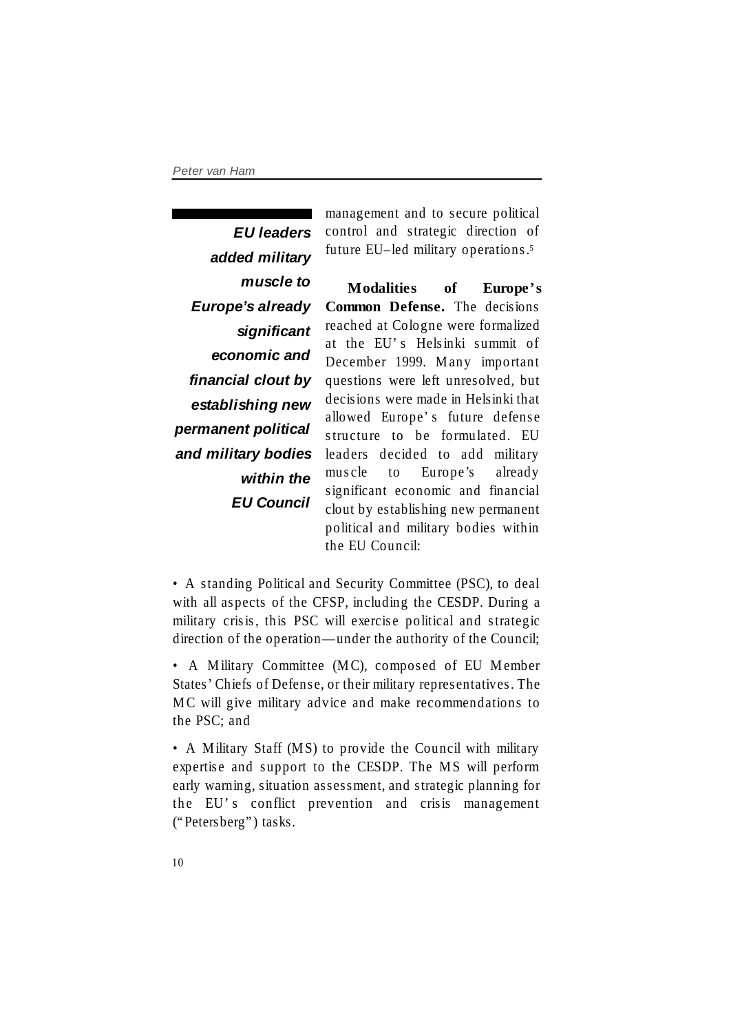management and to secure political control and strategic direction of future EU–led military operations.[5]

> ***EU leaders added military muscle to Europe's already significant economic and financial clout by establishing new permanent political and military bodies within the EU Council***

**Modalities of Europe's Common Defense.** The decisions reached at Cologne were formalized at the EU's Helsinki summit of December 1999. Many important questions were left unresolved, but decisions were made in Helsinki that allowed Europe's future defense structure to be formulated. EU leaders decided to add military muscle to Europe's already significant economic and financial clout by establishing new permanent political and military bodies within the EU Council:

- A standing Political and Security Committee (PSC), to deal with all aspects of the CFSP, including the CESDP. During a military crisis, this PSC will exercise political and strategic direction of the operation—under the authority of the Council;
- A Military Committee (MC), composed of EU Member States' Chiefs of Defense, or their military representatives. The MC will give military advice and make recommendations to the PSC; and
- A Military Staff (MS) to provide the Council with military expertise and support to the CESDP. The MS will perform early warning, situation assessment, and strategic planning for the EU's conflict prevention and crisis management ("Petersberg") tasks.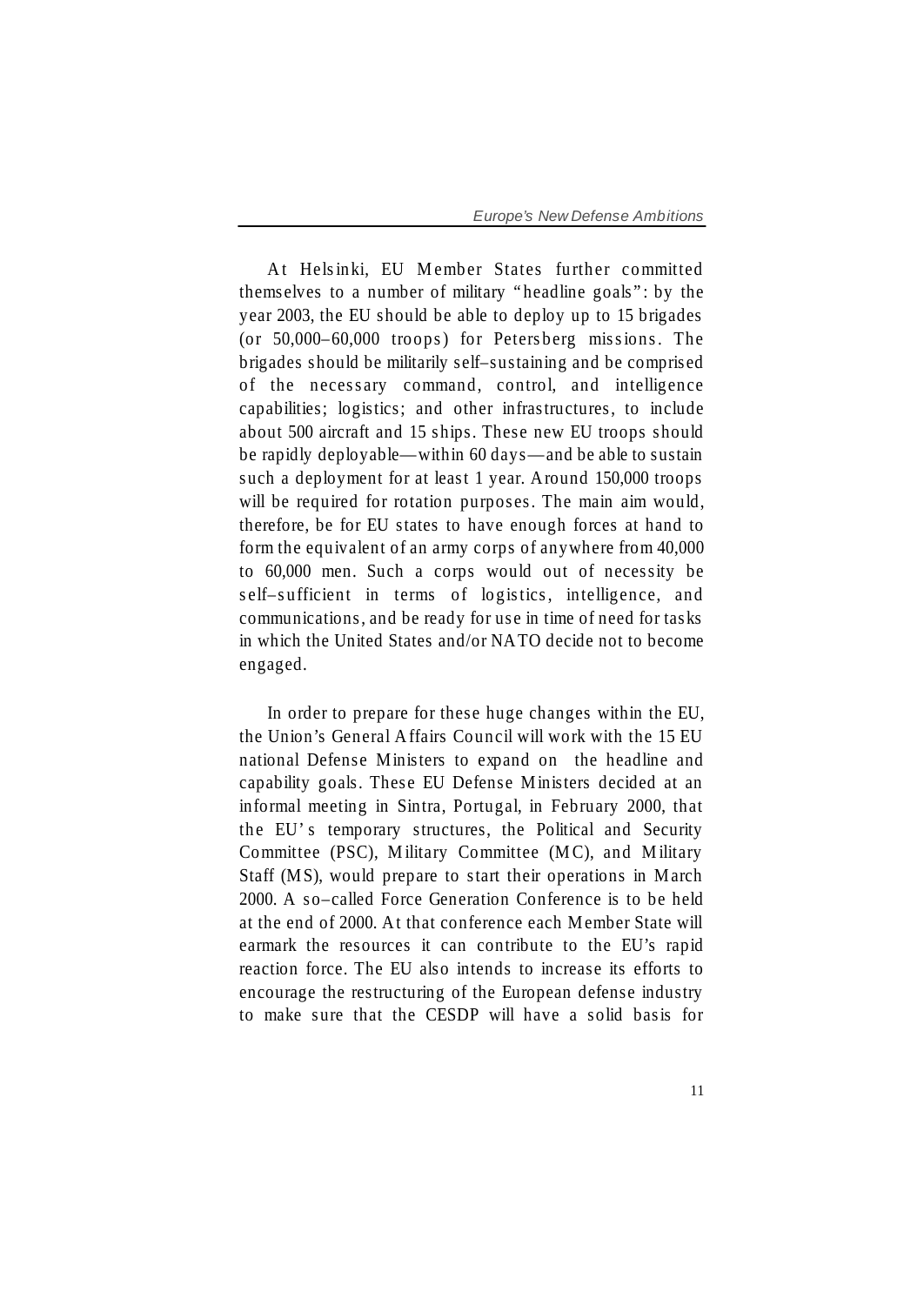At Helsinki, EU Member States further committed themselves to a number of military "headline goals": by the year 2003, the EU should be able to deploy up to 15 brigades (or 50,000–60,000 troops) for Petersberg missions. The brigades should be militarily self–sustaining and be comprised of the necessary command, control, and intelligence capabilities; logistics; and other infrastructures, to include about 500 aircraft and 15 ships. These new EU troops should be rapidly deployable—within 60 days—and be able to sustain such a deployment for at least 1 year. Around 150,000 troops will be required for rotation purposes. The main aim would, therefore, be for EU states to have enough forces at hand to form the equivalent of an army corps of anywhere from 40,000 to 60,000 men. Such a corps would out of necessity be self–sufficient in terms of logistics, intelligence, and communications, and be ready for use in time of need for tasks in which the United States and/or NATO decide not to become engaged.

In order to prepare for these huge changes within the EU, the Union's General Affairs Council will work with the 15 EU national Defense Ministers to expand on the headline and capability goals. These EU Defense Ministers decided at an informal meeting in Sintra, Portugal, in February 2000, that the EU's temporary structures, the Political and Security Committee (PSC), Military Committee (MC), and Military Staff (MS), would prepare to start their operations in March 2000. A so–called Force Generation Conference is to be held at the end of 2000. At that conference each Member State will earmark the resources it can contribute to the EU's rapid reaction force. The EU also intends to increase its efforts to encourage the restructuring of the European defense industry to make sure that the CESDP will have a solid basis for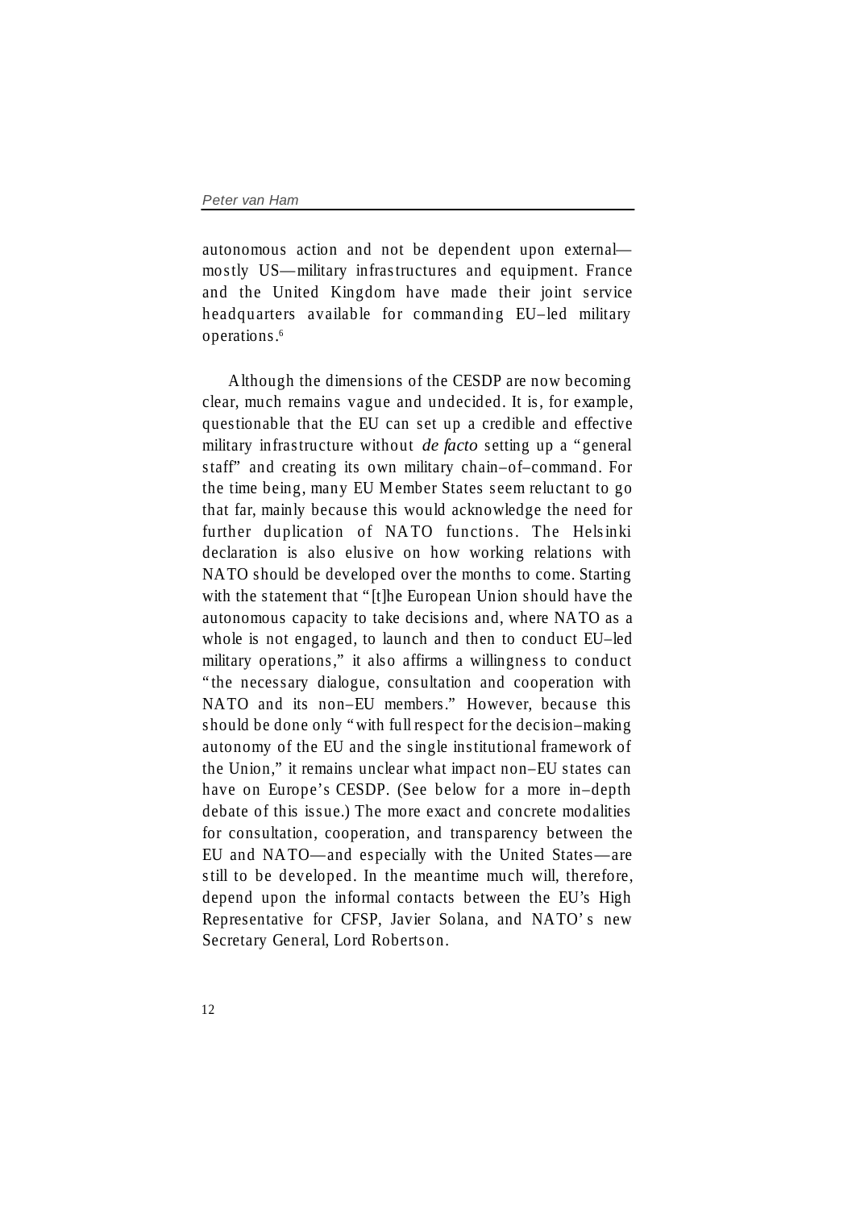autonomous action and not be dependent upon external—mostly US—military infrastructures and equipment. France and the United Kingdom have made their joint service headquarters available for commanding EU–led military operations.[6]

Although the dimensions of the CESDP are now becoming clear, much remains vague and undecided. It is, for example, questionable that the EU can set up a credible and effective military infrastructure without *de facto* setting up a "general staff" and creating its own military chain–of–command. For the time being, many EU Member States seem reluctant to go that far, mainly because this would acknowledge the need for further duplication of NATO functions. The Helsinki declaration is also elusive on how working relations with NATO should be developed over the months to come. Starting with the statement that "[t]he European Union should have the autonomous capacity to take decisions and, where NATO as a whole is not engaged, to launch and then to conduct EU–led military operations," it also affirms a willingness to conduct "the necessary dialogue, consultation and cooperation with NATO and its non–EU members." However, because this should be done only "with full respect for the decision–making autonomy of the EU and the single institutional framework of the Union," it remains unclear what impact non–EU states can have on Europe's CESDP. (See below for a more in–depth debate of this issue.) The more exact and concrete modalities for consultation, cooperation, and transparency between the EU and NATO—and especially with the United States—are still to be developed. In the meantime much will, therefore, depend upon the informal contacts between the EU's High Representative for CFSP, Javier Solana, and NATO's new Secretary General, Lord Robertson.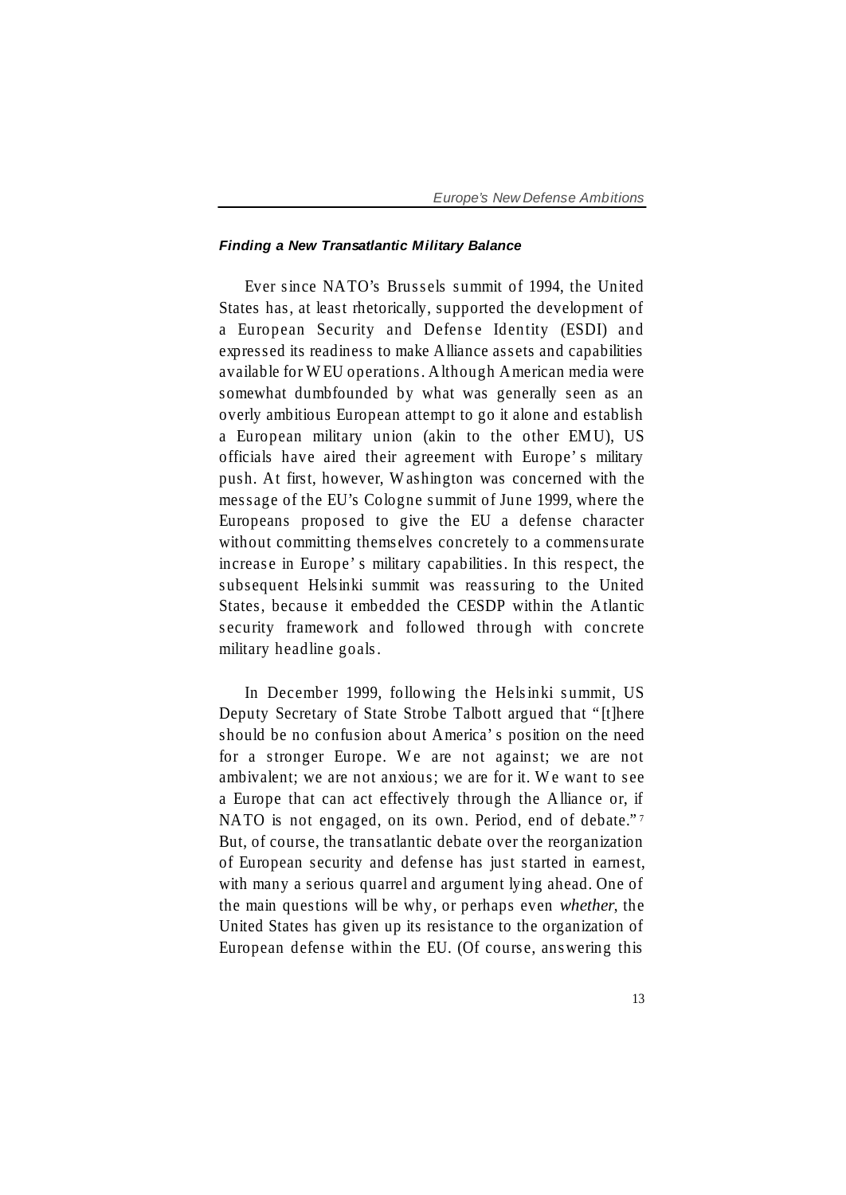### *Finding a New Transatlantic Military Balance*

Ever since NATO's Brussels summit of 1994, the United States has, at least rhetorically, supported the development of a European Security and Defense Identity (ESDI) and expressed its readiness to make Alliance assets and capabilities available for WEU operations. Although American media were somewhat dumbfounded by what was generally seen as an overly ambitious European attempt to go it alone and establish a European military union (akin to the other EMU), US officials have aired their agreement with Europe's military push. At first, however, Washington was concerned with the message of the EU's Cologne summit of June 1999, where the Europeans proposed to give the EU a defense character without committing themselves concretely to a commensurate increase in Europe's military capabilities. In this respect, the subsequent Helsinki summit was reassuring to the United States, because it embedded the CESDP within the Atlantic security framework and followed through with concrete military headline goals.

In December 1999, following the Helsinki summit, US Deputy Secretary of State Strobe Talbott argued that "[t]here should be no confusion about America's position on the need for a stronger Europe. We are not against; we are not ambivalent; we are not anxious; we are for it. We want to see a Europe that can act effectively through the Alliance or, if NATO is not engaged, on its own. Period, end of debate."[7] But, of course, the transatlantic debate over the reorganization of European security and defense has just started in earnest, with many a serious quarrel and argument lying ahead. One of the main questions will be why, or perhaps even *whether*, the United States has given up its resistance to the organization of European defense within the EU. (Of course, answering this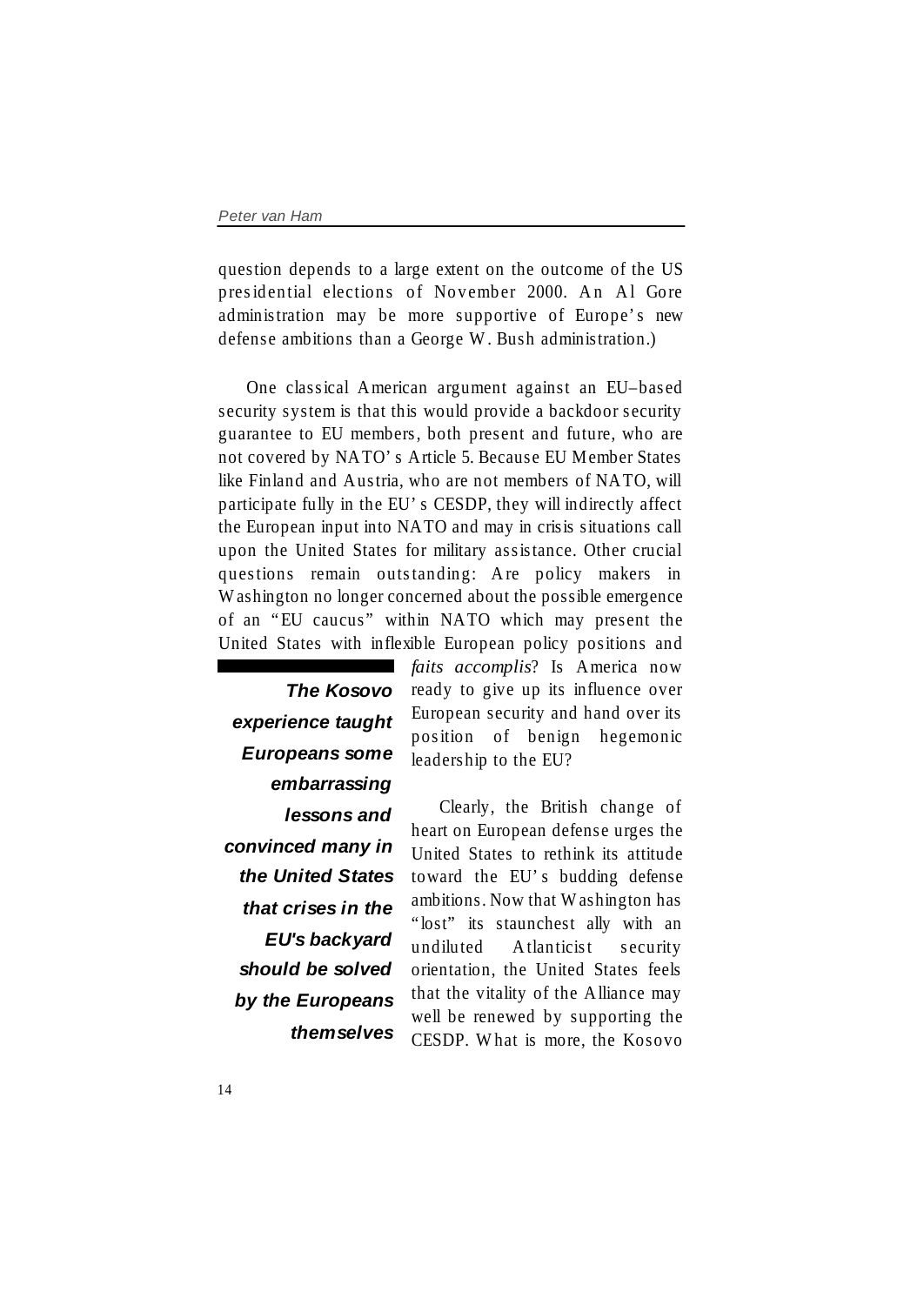question depends to a large extent on the outcome of the US presidential elections of November 2000. An Al Gore administration may be more supportive of Europe's new defense ambitions than a George W. Bush administration.)

One classical American argument against an EU–based security system is that this would provide a backdoor security guarantee to EU members, both present and future, who are not covered by NATO's Article 5. Because EU Member States like Finland and Austria, who are not members of NATO, will participate fully in the EU's CESDP, they will indirectly affect the European input into NATO and may in crisis situations call upon the United States for military assistance. Other crucial questions remain outstanding: Are policy makers in Washington no longer concerned about the possible emergence of an "EU caucus" within NATO which may present the United States with inflexible European policy positions and *faits accomplis*? Is America now ready to give up its influence over European security and hand over its position of benign hegemonic leadership to the EU?

> ***The Kosovo experience taught Europeans some embarrassing lessons and convinced many in the United States that crises in the EU's backyard should be solved by the Europeans themselves***

Clearly, the British change of heart on European defense urges the United States to rethink its attitude toward the EU's budding defense ambitions. Now that Washington has "lost" its staunchest ally with an undiluted Atlanticist security orientation, the United States feels that the vitality of the Alliance may well be renewed by supporting the CESDP. What is more, the Kosovo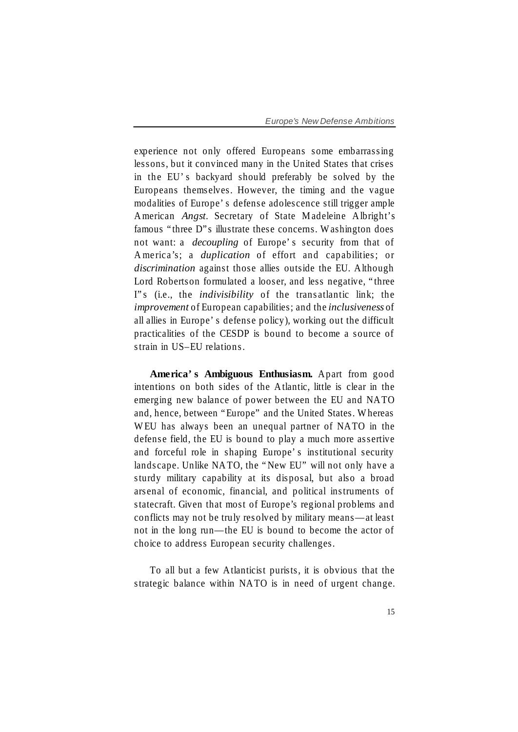experience not only offered Europeans some embarrassing lessons, but it convinced many in the United States that crises in the EU's backyard should preferably be solved by the Europeans themselves. However, the timing and the vague modalities of Europe's defense adolescence still trigger ample American *Angst*. Secretary of State Madeleine Albright's famous "three D"s illustrate these concerns. Washington does not want: a *decoupling* of Europe's security from that of America's; a *duplication* of effort and capabilities; or *discrimination* against those allies outside the EU. Although Lord Robertson formulated a looser, and less negative, "three I"s (i.e., the *indivisibility* of the transatlantic link; the *improvement* of European capabilities; and the *inclusiveness* of all allies in Europe's defense policy), working out the difficult practicalities of the CESDP is bound to become a source of strain in US–EU relations.

**America's Ambiguous Enthusiasm.** Apart from good intentions on both sides of the Atlantic, little is clear in the emerging new balance of power between the EU and NATO and, hence, between "Europe" and the United States. Whereas WEU has always been an unequal partner of NATO in the defense field, the EU is bound to play a much more assertive and forceful role in shaping Europe's institutional security landscape. Unlike NATO, the "New EU" will not only have a sturdy military capability at its disposal, but also a broad arsenal of economic, financial, and political instruments of statecraft. Given that most of Europe's regional problems and conflicts may not be truly resolved by military means—at least not in the long run—the EU is bound to become the actor of choice to address European security challenges.

To all but a few Atlanticist purists, it is obvious that the strategic balance within NATO is in need of urgent change.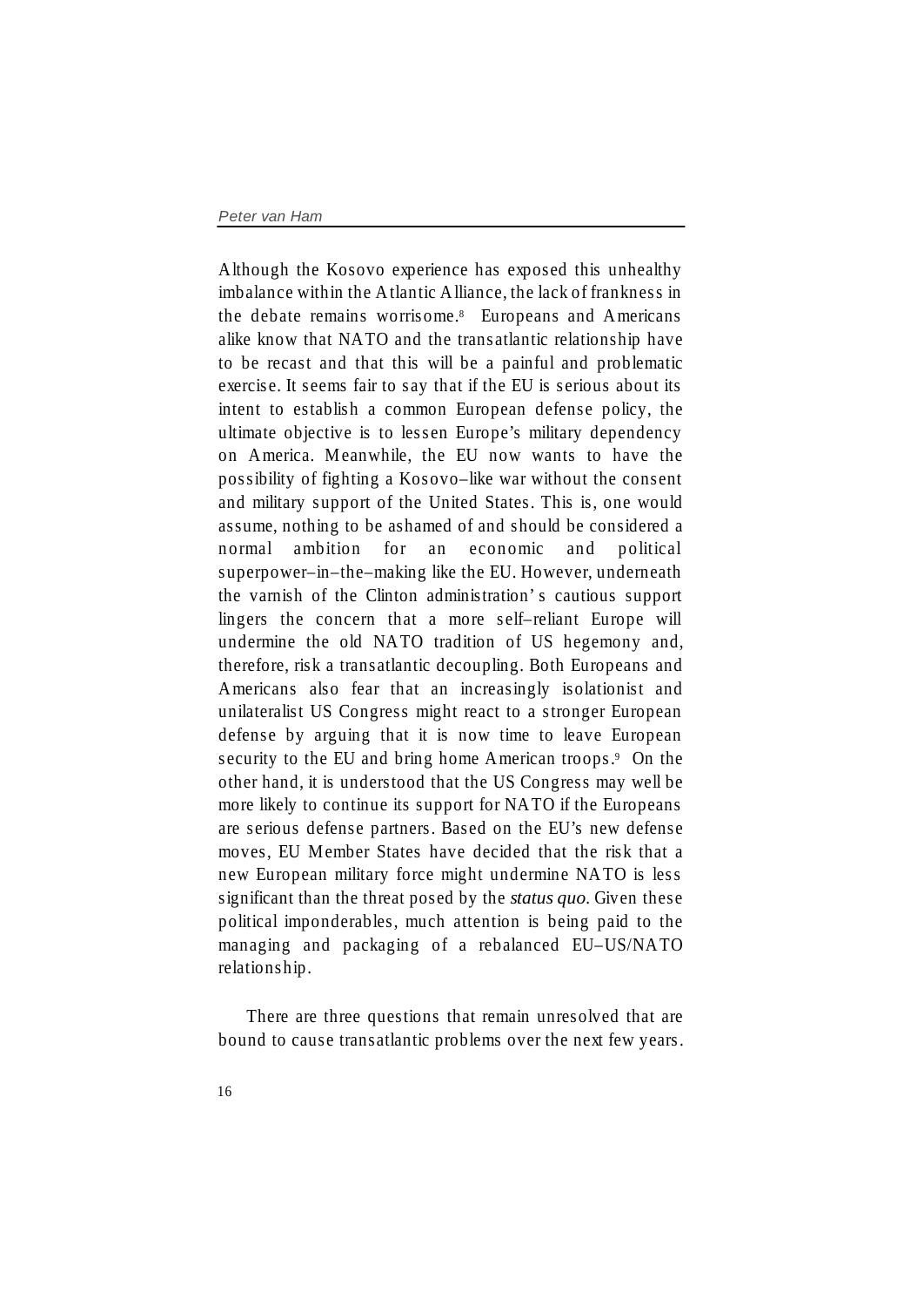Although the Kosovo experience has exposed this unhealthy imbalance within the Atlantic Alliance, the lack of frankness in the debate remains worrisome.[8] Europeans and Americans alike know that NATO and the transatlantic relationship have to be recast and that this will be a painful and problematic exercise. It seems fair to say that if the EU is serious about its intent to establish a common European defense policy, the ultimate objective is to lessen Europe's military dependency on America. Meanwhile, the EU now wants to have the possibility of fighting a Kosovo–like war without the consent and military support of the United States. This is, one would assume, nothing to be ashamed of and should be considered a normal ambition for an economic and political superpower–in–the–making like the EU. However, underneath the varnish of the Clinton administration's cautious support lingers the concern that a more self–reliant Europe will undermine the old NATO tradition of US hegemony and, therefore, risk a transatlantic decoupling. Both Europeans and Americans also fear that an increasingly isolationist and unilateralist US Congress might react to a stronger European defense by arguing that it is now time to leave European security to the EU and bring home American troops.[9] On the other hand, it is understood that the US Congress may well be more likely to continue its support for NATO if the Europeans are serious defense partners. Based on the EU's new defense moves, EU Member States have decided that the risk that a new European military force might undermine NATO is less significant than the threat posed by the *status quo*. Given these political imponderables, much attention is being paid to the managing and packaging of a rebalanced EU–US/NATO relationship.

There are three questions that remain unresolved that are bound to cause transatlantic problems over the next few years.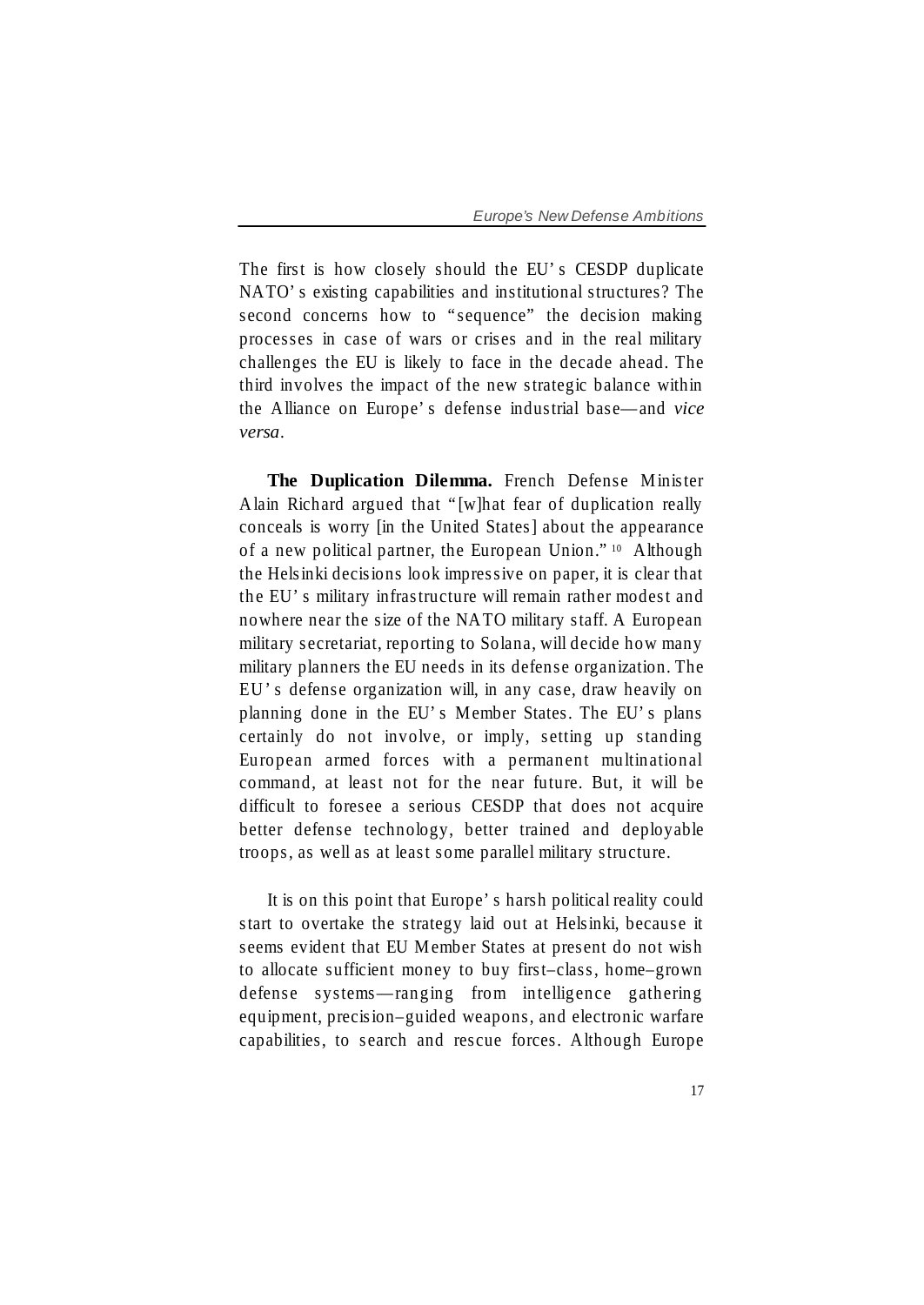The first is how closely should the EU's CESDP duplicate NATO's existing capabilities and institutional structures? The second concerns how to "sequence" the decision making processes in case of wars or crises and in the real military challenges the EU is likely to face in the decade ahead. The third involves the impact of the new strategic balance within the Alliance on Europe's defense industrial base—and *vice versa*.

**The Duplication Dilemma.** French Defense Minister Alain Richard argued that "[w]hat fear of duplication really conceals is worry [in the United States] about the appearance of a new political partner, the European Union."[10] Although the Helsinki decisions look impressive on paper, it is clear that the EU's military infrastructure will remain rather modest and nowhere near the size of the NATO military staff. A European military secretariat, reporting to Solana, will decide how many military planners the EU needs in its defense organization. The EU's defense organization will, in any case, draw heavily on planning done in the EU's Member States. The EU's plans certainly do not involve, or imply, setting up standing European armed forces with a permanent multinational command, at least not for the near future. But, it will be difficult to foresee a serious CESDP that does not acquire better defense technology, better trained and deployable troops, as well as at least some parallel military structure.

It is on this point that Europe's harsh political reality could start to overtake the strategy laid out at Helsinki, because it seems evident that EU Member States at present do not wish to allocate sufficient money to buy first–class, home–grown defense systems—ranging from intelligence gathering equipment, precision–guided weapons, and electronic warfare capabilities, to search and rescue forces. Although Europe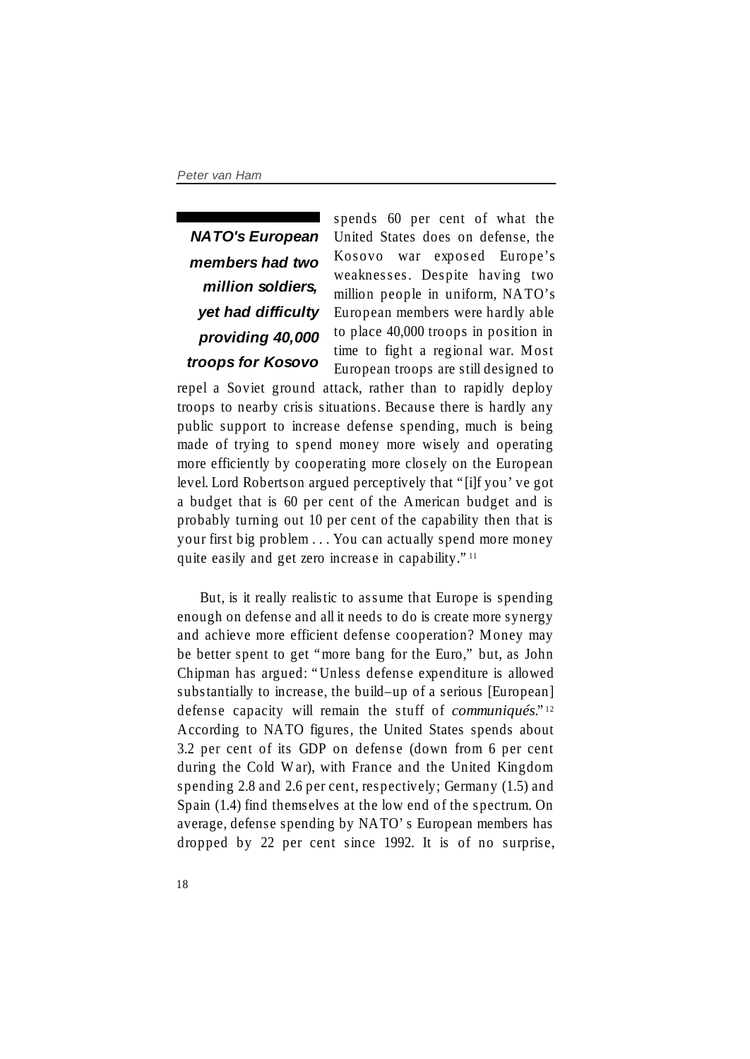> ***NATO's European members had two million soldiers, yet had difficulty providing 40,000 troops for Kosovo***

spends 60 per cent of what the United States does on defense, the Kosovo war exposed Europe's weaknesses. Despite having two million people in uniform, NATO's European members were hardly able to place 40,000 troops in position in time to fight a regional war. Most European troops are still designed to repel a Soviet ground attack, rather than to rapidly deploy troops to nearby crisis situations. Because there is hardly any public support to increase defense spending, much is being made of trying to spend money more wisely and operating more efficiently by cooperating more closely on the European level. Lord Robertson argued perceptively that "[i]f you' ve got a budget that is 60 per cent of the American budget and is probably turning out 10 per cent of the capability then that is your first big problem . . . You can actually spend more money quite easily and get zero increase in capability." [11]

But, is it really realistic to assume that Europe is spending enough on defense and all it needs to do is create more synergy and achieve more efficient defense cooperation? Money may be better spent to get "more bang for the Euro," but, as John Chipman has argued: "Unless defense expenditure is allowed substantially to increase, the build–up of a serious [European] defense capacity will remain the stuff of *communiqués*." [12] According to NATO figures, the United States spends about 3.2 per cent of its GDP on defense (down from 6 per cent during the Cold War), with France and the United Kingdom spending 2.8 and 2.6 per cent, respectively; Germany (1.5) and Spain (1.4) find themselves at the low end of the spectrum. On average, defense spending by NATO' s European members has dropped by 22 per cent since 1992. It is of no surprise,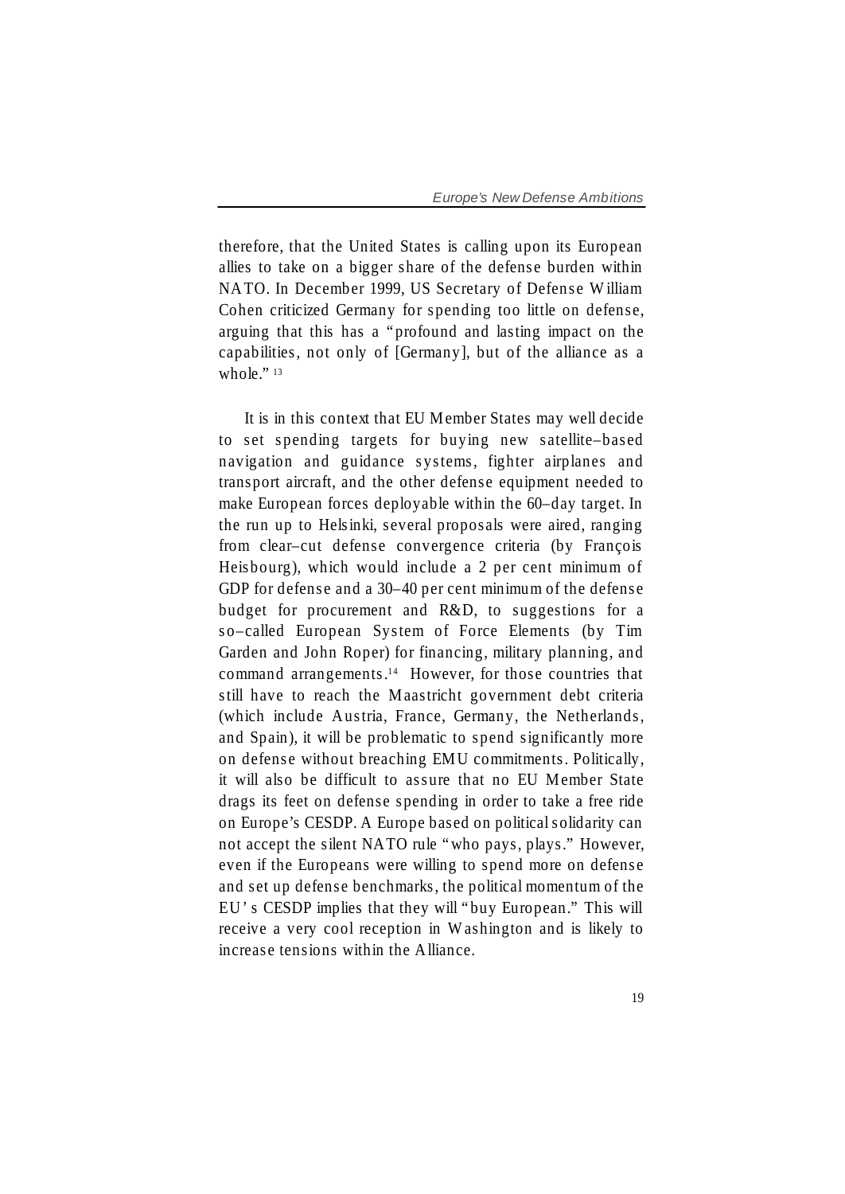therefore, that the United States is calling upon its European allies to take on a bigger share of the defense burden within NATO. In December 1999, US Secretary of Defense William Cohen criticized Germany for spending too little on defense, arguing that this has a "profound and lasting impact on the capabilities, not only of [Germany], but of the alliance as a whole." [13]

It is in this context that EU Member States may well decide to set spending targets for buying new satellite–based navigation and guidance systems, fighter airplanes and transport aircraft, and the other defense equipment needed to make European forces deployable within the 60–day target. In the run up to Helsinki, several proposals were aired, ranging from clear–cut defense convergence criteria (by François Heisbourg), which would include a 2 per cent minimum of GDP for defense and a 30–40 per cent minimum of the defense budget for procurement and R&D, to suggestions for a so–called European System of Force Elements (by Tim Garden and John Roper) for financing, military planning, and command arrangements.[14] However, for those countries that still have to reach the Maastricht government debt criteria (which include Austria, France, Germany, the Netherlands, and Spain), it will be problematic to spend significantly more on defense without breaching EMU commitments. Politically, it will also be difficult to assure that no EU Member State drags its feet on defense spending in order to take a free ride on Europe's CESDP. A Europe based on political solidarity can not accept the silent NATO rule "who pays, plays." However, even if the Europeans were willing to spend more on defense and set up defense benchmarks, the political momentum of the EU's CESDP implies that they will "buy European." This will receive a very cool reception in Washington and is likely to increase tensions within the Alliance.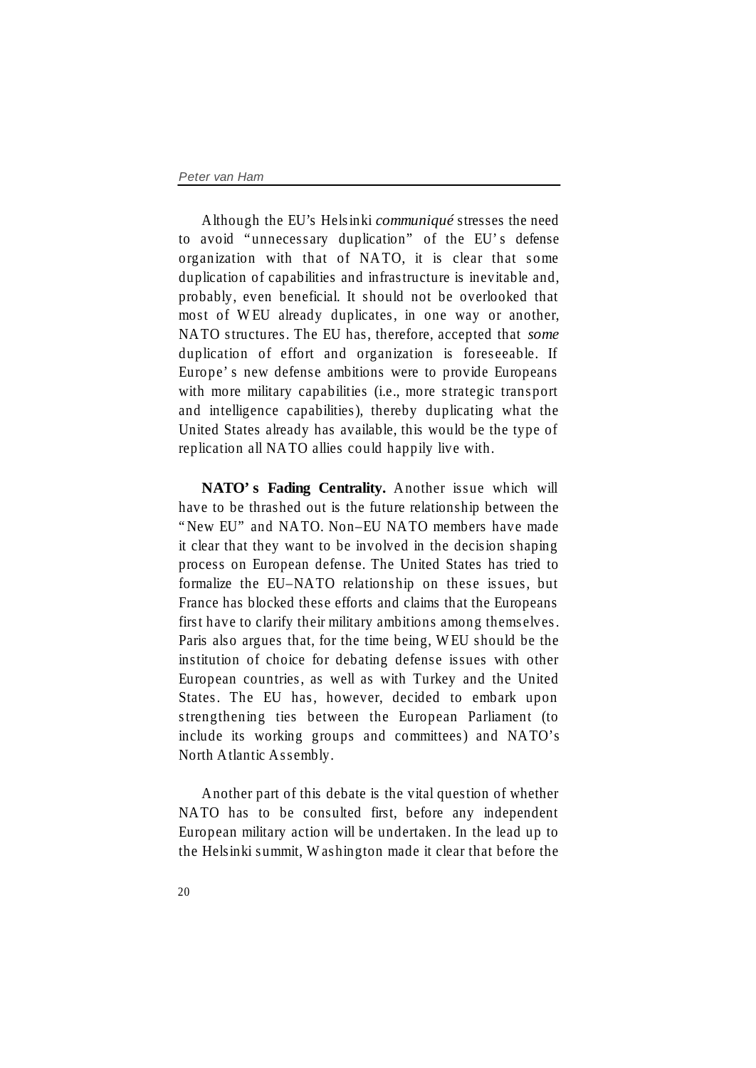Although the EU's Helsinki *communiqué* stresses the need to avoid "unnecessary duplication" of the EU's defense organization with that of NATO, it is clear that some duplication of capabilities and infrastructure is inevitable and, probably, even beneficial. It should not be overlooked that most of WEU already duplicates, in one way or another, NATO structures. The EU has, therefore, accepted that *some* duplication of effort and organization is foreseeable. If Europe's new defense ambitions were to provide Europeans with more military capabilities (i.e., more strategic transport and intelligence capabilities), thereby duplicating what the United States already has available, this would be the type of replication all NATO allies could happily live with.

**NATO's Fading Centrality.** Another issue which will have to be thrashed out is the future relationship between the "New EU" and NATO. Non–EU NATO members have made it clear that they want to be involved in the decision shaping process on European defense. The United States has tried to formalize the EU–NATO relationship on these issues, but France has blocked these efforts and claims that the Europeans first have to clarify their military ambitions among themselves. Paris also argues that, for the time being, WEU should be the institution of choice for debating defense issues with other European countries, as well as with Turkey and the United States. The EU has, however, decided to embark upon strengthening ties between the European Parliament (to include its working groups and committees) and NATO's North Atlantic Assembly.

Another part of this debate is the vital question of whether NATO has to be consulted first, before any independent European military action will be undertaken. In the lead up to the Helsinki summit, Washington made it clear that before the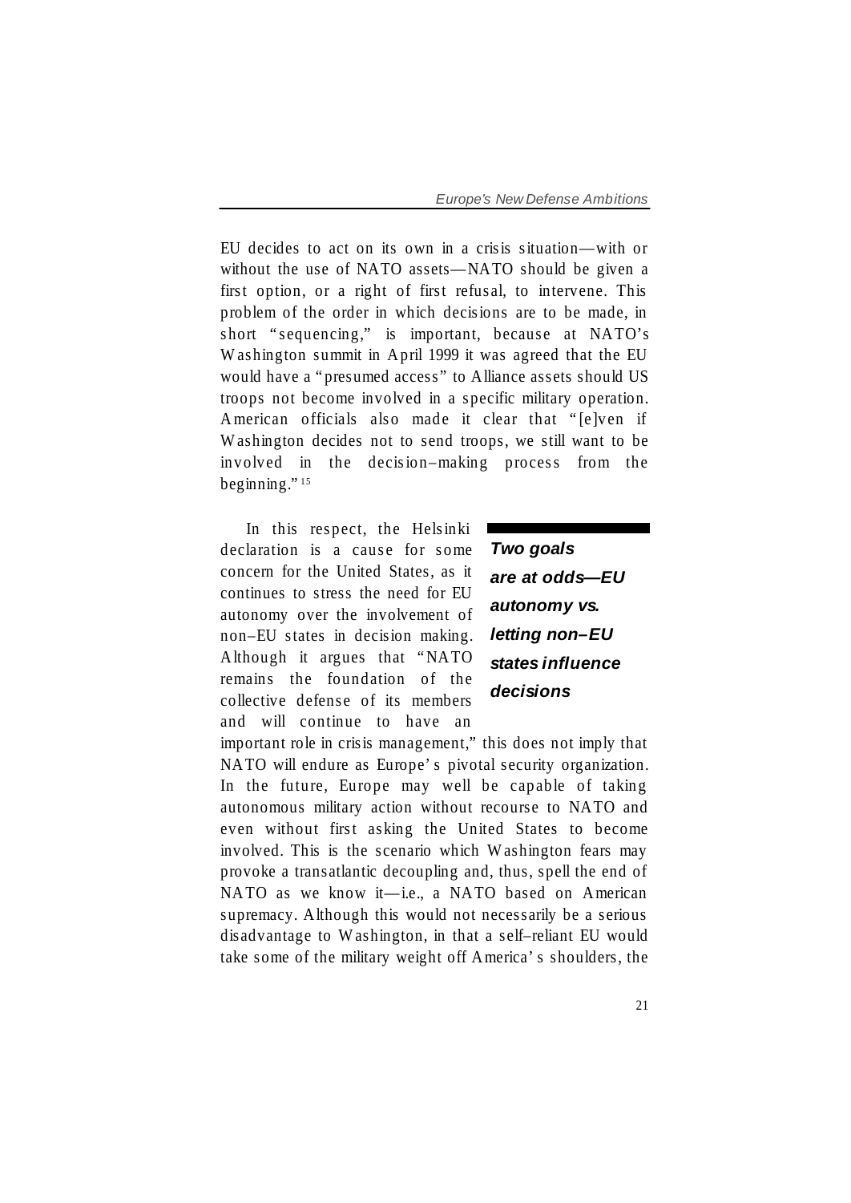EU decides to act on its own in a crisis situation—with or without the use of NATO assets—NATO should be given a first option, or a right of first refusal, to intervene. This problem of the order in which decisions are to be made, in short "sequencing," is important, because at NATO's Washington summit in April 1999 it was agreed that the EU would have a "presumed access" to Alliance assets should US troops not become involved in a specific military operation. American officials also made it clear that "[e]ven if Washington decides not to send troops, we still want to be involved in the decision–making process from the beginning."[15]

**_Two goals are at odds—EU autonomy vs. letting non–EU states influence decisions_**

In this respect, the Helsinki declaration is a cause for some concern for the United States, as it continues to stress the need for EU autonomy over the involvement of non–EU states in decision making. Although it argues that "NATO remains the foundation of the collective defense of its members and will continue to have an important role in crisis management," this does not imply that NATO will endure as Europe's pivotal security organization. In the future, Europe may well be capable of taking autonomous military action without recourse to NATO and even without first asking the United States to become involved. This is the scenario which Washington fears may provoke a transatlantic decoupling and, thus, spell the end of NATO as we know it—i.e., a NATO based on American supremacy. Although this would not necessarily be a serious disadvantage to Washington, in that a self–reliant EU would take some of the military weight off America's shoulders, the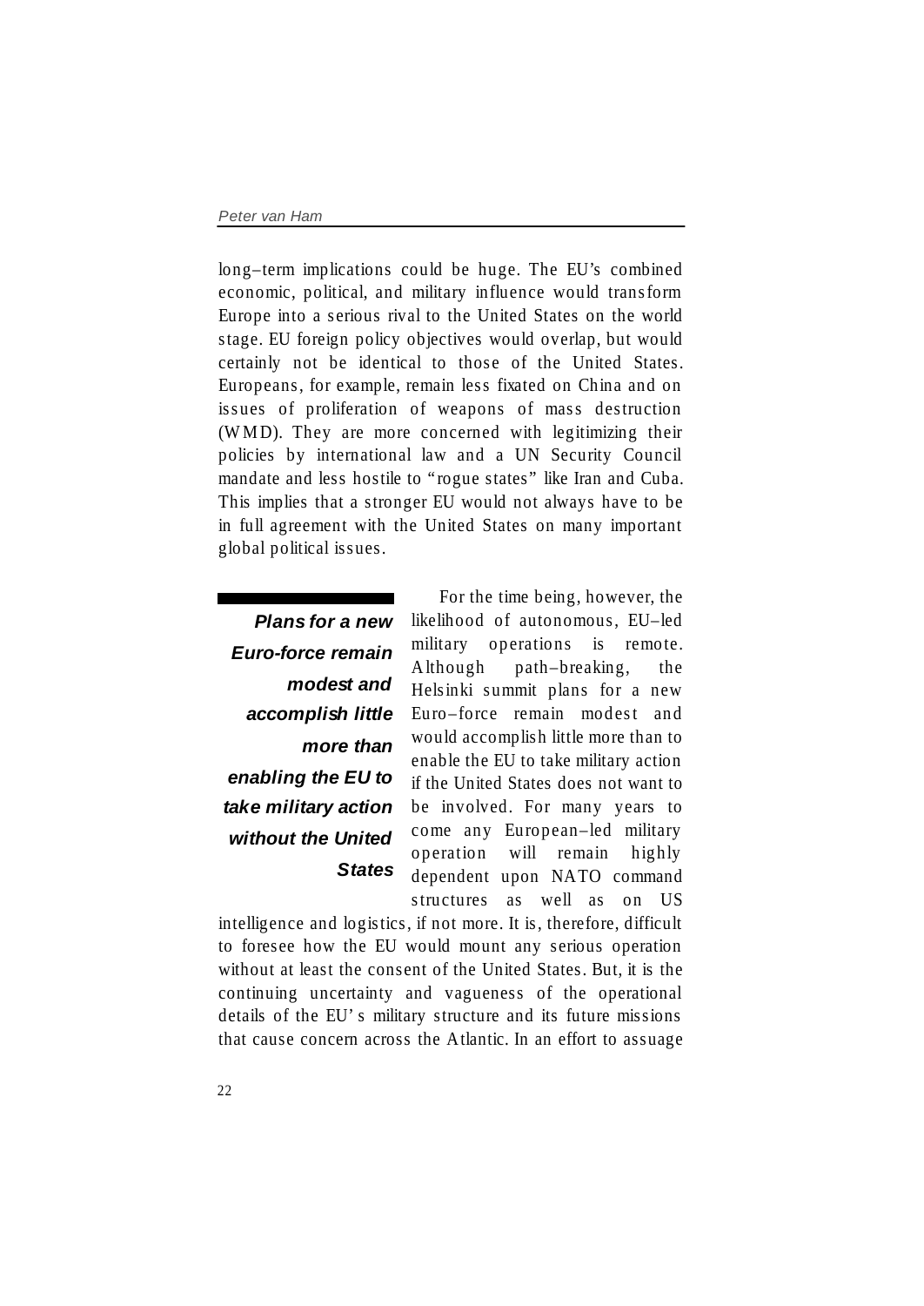long–term implications could be huge. The EU's combined economic, political, and military influence would transform Europe into a serious rival to the United States on the world stage. EU foreign policy objectives would overlap, but would certainly not be identical to those of the United States. Europeans, for example, remain less fixated on China and on issues of proliferation of weapons of mass destruction (WMD). They are more concerned with legitimizing their policies by international law and a UN Security Council mandate and less hostile to "rogue states" like Iran and Cuba. This implies that a stronger EU would not always have to be in full agreement with the United States on many important global political issues.

***Plans for a new Euro-force remain modest and accomplish little more than enabling the EU to take military action without the United States***

For the time being, however, the likelihood of autonomous, EU–led military operations is remote. Although path–breaking, the Helsinki summit plans for a new Euro–force remain modest and would accomplish little more than to enable the EU to take military action if the United States does not want to be involved. For many years to come any European–led military operation will remain highly dependent upon NATO command structures as well as on US intelligence and logistics, if not more. It is, therefore, difficult to foresee how the EU would mount any serious operation without at least the consent of the United States. But, it is the continuing uncertainty and vagueness of the operational details of the EU's military structure and its future missions that cause concern across the Atlantic. In an effort to assuage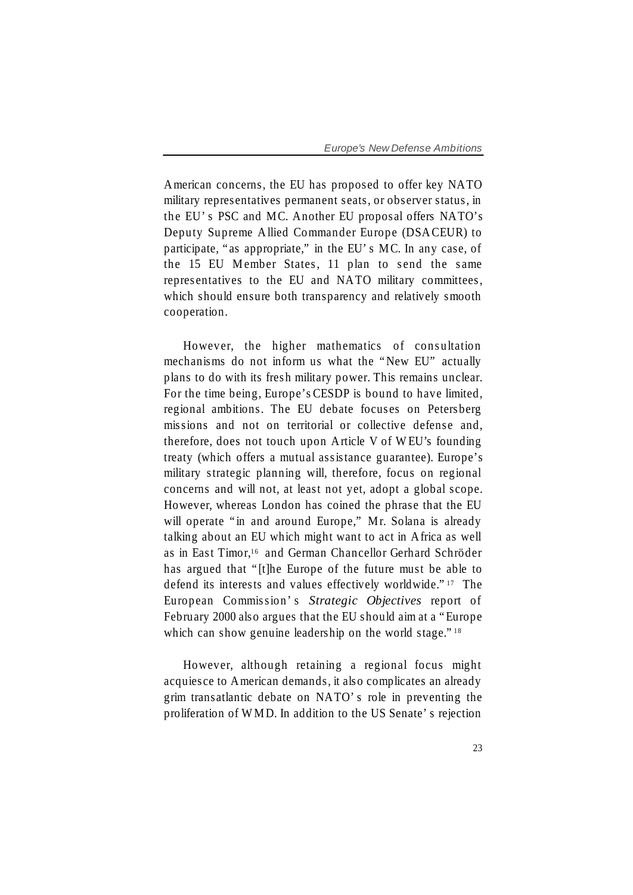American concerns, the EU has proposed to offer key NATO military representatives permanent seats, or observer status, in the EU's PSC and MC. Another EU proposal offers NATO's Deputy Supreme Allied Commander Europe (DSACEUR) to participate, "as appropriate," in the EU's MC. In any case, of the 15 EU Member States, 11 plan to send the same representatives to the EU and NATO military committees, which should ensure both transparency and relatively smooth cooperation.

However, the higher mathematics of consultation mechanisms do not inform us what the "New EU" actually plans to do with its fresh military power. This remains unclear. For the time being, Europe's CESDP is bound to have limited, regional ambitions. The EU debate focuses on Petersberg missions and not on territorial or collective defense and, therefore, does not touch upon Article V of WEU's founding treaty (which offers a mutual assistance guarantee). Europe's military strategic planning will, therefore, focus on regional concerns and will not, at least not yet, adopt a global scope. However, whereas London has coined the phrase that the EU will operate "in and around Europe," Mr. Solana is already talking about an EU which might want to act in Africa as well as in East Timor,[16] and German Chancellor Gerhard Schröder has argued that "[t]he Europe of the future must be able to defend its interests and values effectively worldwide."[17] The European Commission's *Strategic Objectives* report of February 2000 also argues that the EU should aim at a "Europe which can show genuine leadership on the world stage."[18]

However, although retaining a regional focus might acquiesce to American demands, it also complicates an already grim transatlantic debate on NATO's role in preventing the proliferation of WMD. In addition to the US Senate's rejection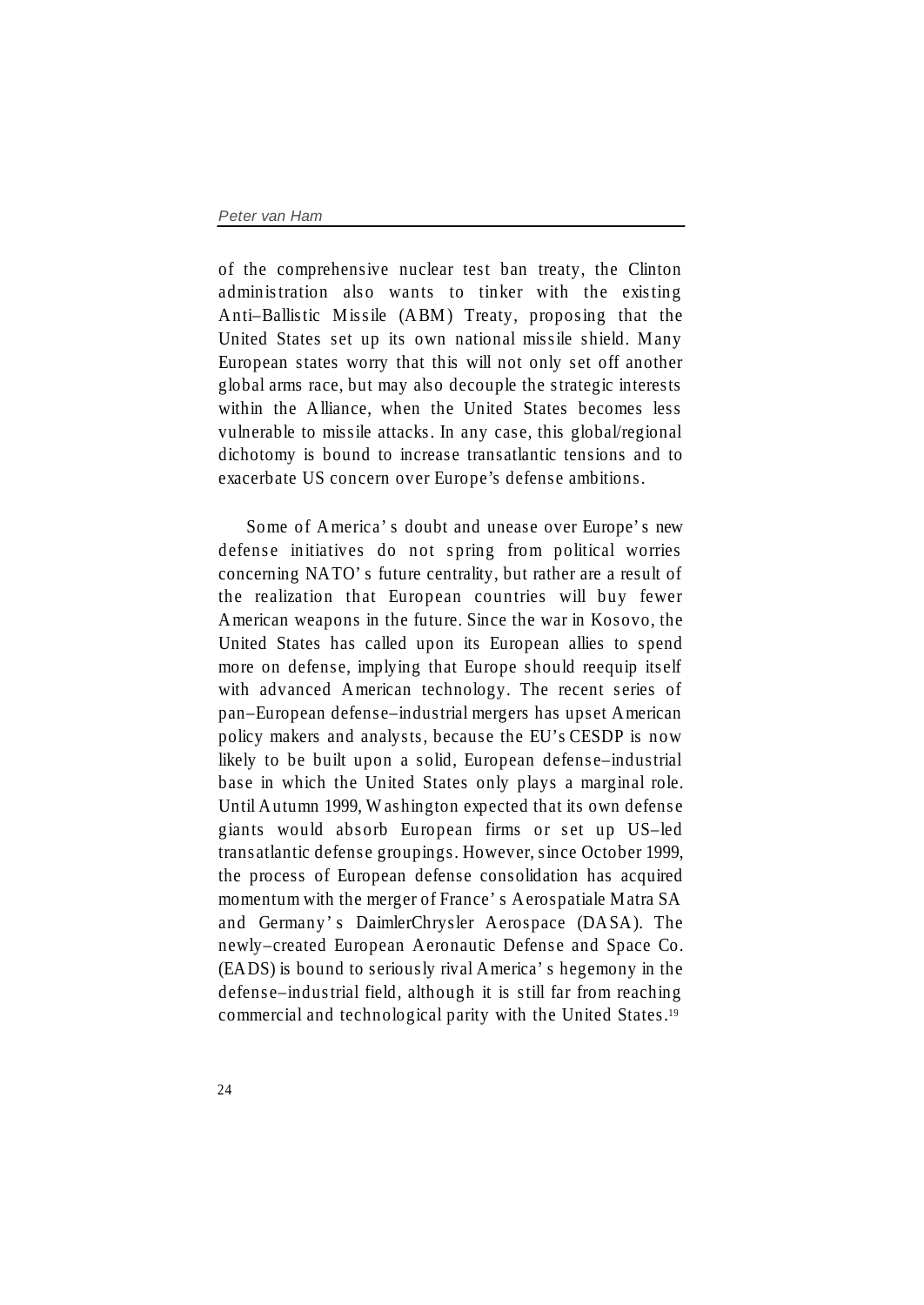of the comprehensive nuclear test ban treaty, the Clinton administration also wants to tinker with the existing Anti–Ballistic Missile (ABM) Treaty, proposing that the United States set up its own national missile shield. Many European states worry that this will not only set off another global arms race, but may also decouple the strategic interests within the Alliance, when the United States becomes less vulnerable to missile attacks. In any case, this global/regional dichotomy is bound to increase transatlantic tensions and to exacerbate US concern over Europe's defense ambitions.

Some of America's doubt and unease over Europe's new defense initiatives do not spring from political worries concerning NATO's future centrality, but rather are a result of the realization that European countries will buy fewer American weapons in the future. Since the war in Kosovo, the United States has called upon its European allies to spend more on defense, implying that Europe should reequip itself with advanced American technology. The recent series of pan–European defense–industrial mergers has upset American policy makers and analysts, because the EU's CESDP is now likely to be built upon a solid, European defense–industrial base in which the United States only plays a marginal role. Until Autumn 1999, Washington expected that its own defense giants would absorb European firms or set up US–led transatlantic defense groupings. However, since October 1999, the process of European defense consolidation has acquired momentum with the merger of France's Aerospatiale Matra SA and Germany's DaimlerChrysler Aerospace (DASA). The newly–created European Aeronautic Defense and Space Co. (EADS) is bound to seriously rival America's hegemony in the defense–industrial field, although it is still far from reaching commercial and technological parity with the United States.[19]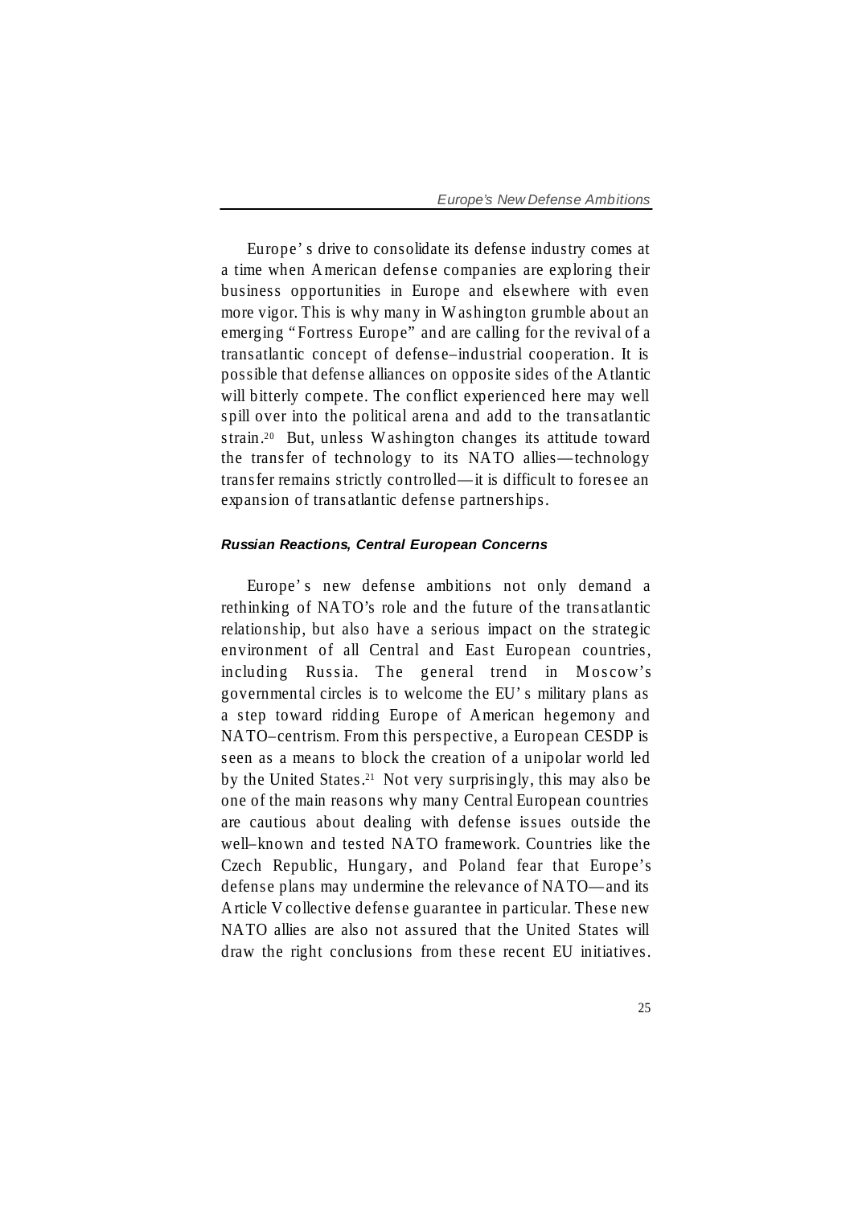Europe's drive to consolidate its defense industry comes at a time when American defense companies are exploring their business opportunities in Europe and elsewhere with even more vigor. This is why many in Washington grumble about an emerging "Fortress Europe" and are calling for the revival of a transatlantic concept of defense–industrial cooperation. It is possible that defense alliances on opposite sides of the Atlantic will bitterly compete. The conflict experienced here may well spill over into the political arena and add to the transatlantic strain.[20] But, unless Washington changes its attitude toward the transfer of technology to its NATO allies—technology transfer remains strictly controlled—it is difficult to foresee an expansion of transatlantic defense partnerships.

### *Russian Reactions, Central European Concerns*

Europe's new defense ambitions not only demand a rethinking of NATO's role and the future of the transatlantic relationship, but also have a serious impact on the strategic environment of all Central and East European countries, including Russia. The general trend in Moscow's governmental circles is to welcome the EU's military plans as a step toward ridding Europe of American hegemony and NATO–centrism. From this perspective, a European CESDP is seen as a means to block the creation of a unipolar world led by the United States.[21] Not very surprisingly, this may also be one of the main reasons why many Central European countries are cautious about dealing with defense issues outside the well–known and tested NATO framework. Countries like the Czech Republic, Hungary, and Poland fear that Europe's defense plans may undermine the relevance of NATO—and its Article V collective defense guarantee in particular. These new NATO allies are also not assured that the United States will draw the right conclusions from these recent EU initiatives.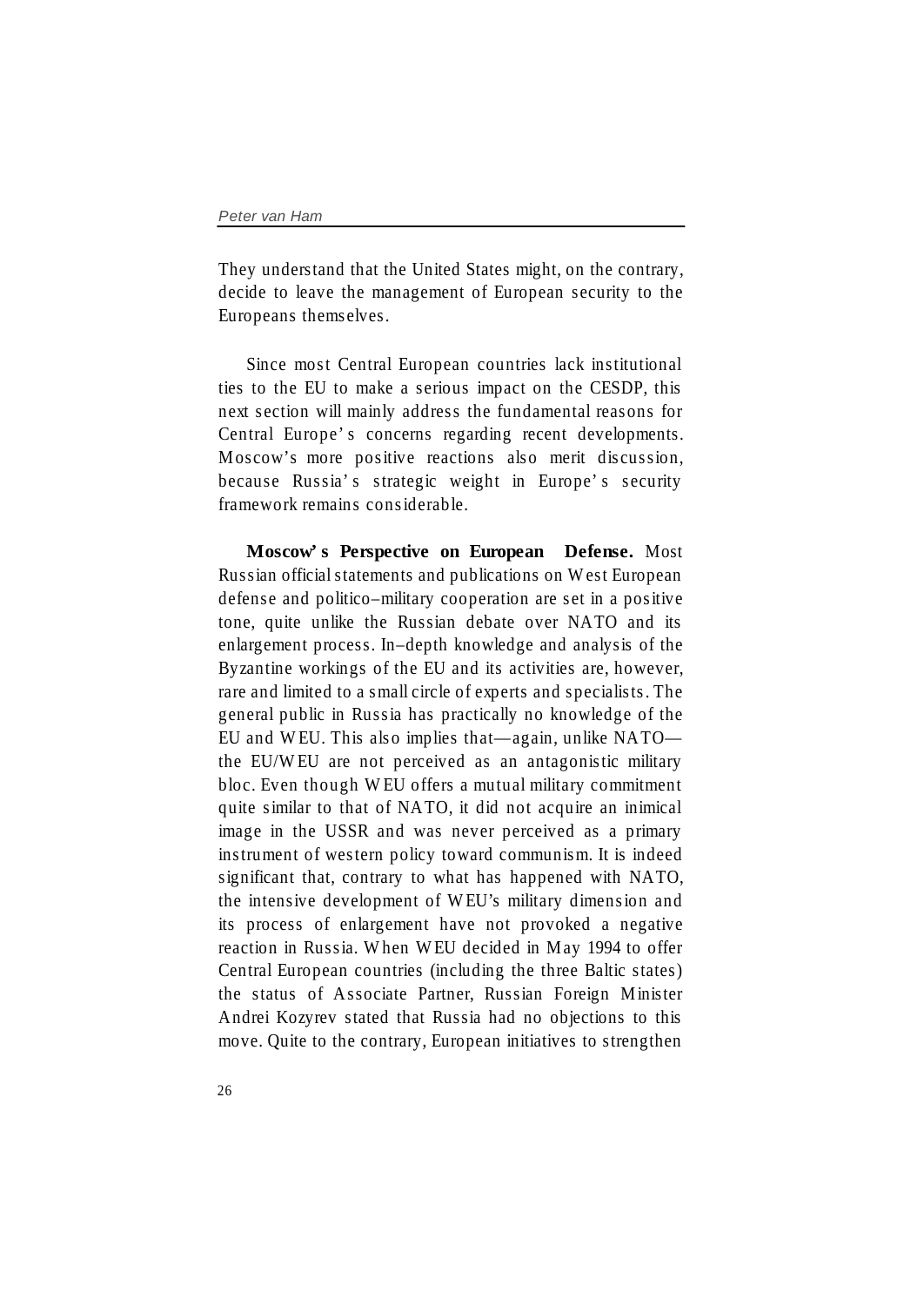They understand that the United States might, on the contrary, decide to leave the management of European security to the Europeans themselves.

Since most Central European countries lack institutional ties to the EU to make a serious impact on the CESDP, this next section will mainly address the fundamental reasons for Central Europe's concerns regarding recent developments. Moscow's more positive reactions also merit discussion, because Russia's strategic weight in Europe's security framework remains considerable.

**Moscow's Perspective on European Defense.** Most Russian official statements and publications on West European defense and politico–military cooperation are set in a positive tone, quite unlike the Russian debate over NATO and its enlargement process. In–depth knowledge and analysis of the Byzantine workings of the EU and its activities are, however, rare and limited to a small circle of experts and specialists. The general public in Russia has practically no knowledge of the EU and WEU. This also implies that—again, unlike NATO—the EU/WEU are not perceived as an antagonistic military bloc. Even though WEU offers a mutual military commitment quite similar to that of NATO, it did not acquire an inimical image in the USSR and was never perceived as a primary instrument of western policy toward communism. It is indeed significant that, contrary to what has happened with NATO, the intensive development of WEU's military dimension and its process of enlargement have not provoked a negative reaction in Russia. When WEU decided in May 1994 to offer Central European countries (including the three Baltic states) the status of Associate Partner, Russian Foreign Minister Andrei Kozyrev stated that Russia had no objections to this move. Quite to the contrary, European initiatives to strengthen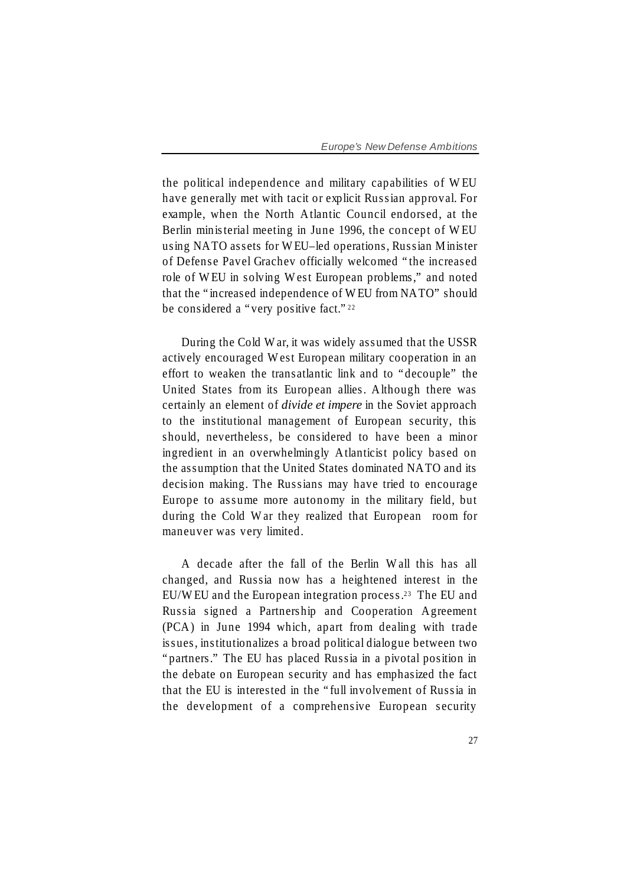the political independence and military capabilities of WEU have generally met with tacit or explicit Russian approval. For example, when the North Atlantic Council endorsed, at the Berlin ministerial meeting in June 1996, the concept of WEU using NATO assets for WEU–led operations, Russian Minister of Defense Pavel Grachev officially welcomed "the increased role of WEU in solving West European problems," and noted that the "increased independence of WEU from NATO" should be considered a "very positive fact." [22]

During the Cold War, it was widely assumed that the USSR actively encouraged West European military cooperation in an effort to weaken the transatlantic link and to "decouple" the United States from its European allies. Although there was certainly an element of ***divide et impere*** in the Soviet approach to the institutional management of European security, this should, nevertheless, be considered to have been a minor ingredient in an overwhelmingly Atlanticist policy based on the assumption that the United States dominated NATO and its decision making. The Russians may have tried to encourage Europe to assume more autonomy in the military field, but during the Cold War they realized that European room for maneuver was very limited.

A decade after the fall of the Berlin Wall this has all changed, and Russia now has a heightened interest in the EU/WEU and the European integration process.[23] The EU and Russia signed a Partnership and Cooperation Agreement (PCA) in June 1994 which, apart from dealing with trade issues, institutionalizes a broad political dialogue between two "partners." The EU has placed Russia in a pivotal position in the debate on European security and has emphasized the fact that the EU is interested in the "full involvement of Russia in the development of a comprehensive European security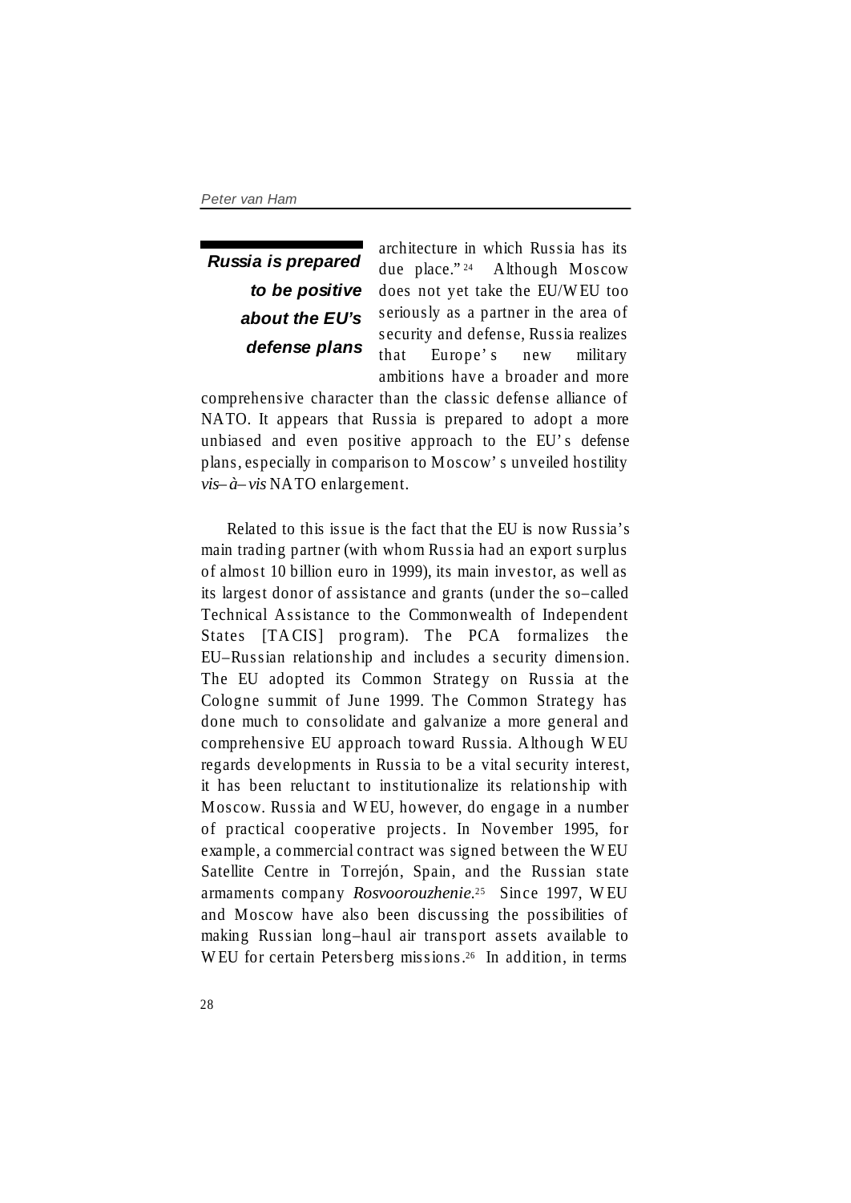**Russia is prepared to be positive about the EU's defense plans**

architecture in which Russia has its due place."[24] Although Moscow does not yet take the EU/WEU too seriously as a partner in the area of security and defense, Russia realizes that Europe's new military ambitions have a broader and more comprehensive character than the classic defense alliance of NATO. It appears that Russia is prepared to adopt a more unbiased and even positive approach to the EU's defense plans, especially in comparison to Moscow's unveiled hostility *vis–à–vis* NATO enlargement.

Related to this issue is the fact that the EU is now Russia's main trading partner (with whom Russia had an export surplus of almost 10 billion euro in 1999), its main investor, as well as its largest donor of assistance and grants (under the so–called Technical Assistance to the Commonwealth of Independent States [TACIS] program). The PCA formalizes the EU–Russian relationship and includes a security dimension. The EU adopted its Common Strategy on Russia at the Cologne summit of June 1999. The Common Strategy has done much to consolidate and galvanize a more general and comprehensive EU approach toward Russia. Although WEU regards developments in Russia to be a vital security interest, it has been reluctant to institutionalize its relationship with Moscow. Russia and WEU, however, do engage in a number of practical cooperative projects. In November 1995, for example, a commercial contract was signed between the WEU Satellite Centre in Torrejón, Spain, and the Russian state armaments company *Rosvoorouzhenie*.[25] Since 1997, WEU and Moscow have also been discussing the possibilities of making Russian long–haul air transport assets available to WEU for certain Petersberg missions.[26] In addition, in terms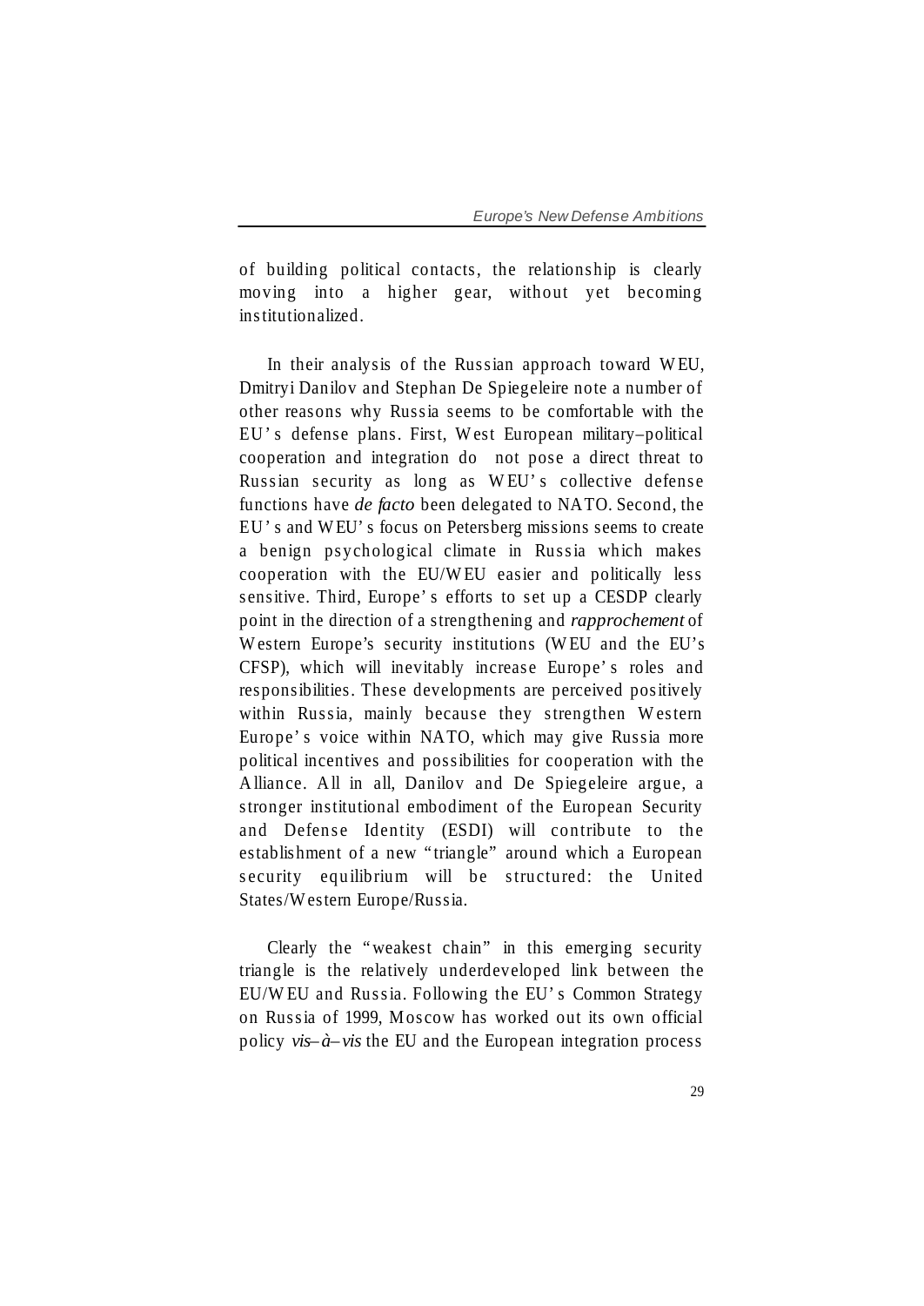of building political contacts, the relationship is clearly moving into a higher gear, without yet becoming institutionalized.

In their analysis of the Russian approach toward WEU, Dmitryi Danilov and Stephan De Spiegeleire note a number of other reasons why Russia seems to be comfortable with the EU's defense plans. First, West European military–political cooperation and integration do not pose a direct threat to Russian security as long as WEU's collective defense functions have *de facto* been delegated to NATO. Second, the EU's and WEU's focus on Petersberg missions seems to create a benign psychological climate in Russia which makes cooperation with the EU/WEU easier and politically less sensitive. Third, Europe's efforts to set up a CESDP clearly point in the direction of a strengthening and *rapprochement* of Western Europe's security institutions (WEU and the EU's CFSP), which will inevitably increase Europe's roles and responsibilities. These developments are perceived positively within Russia, mainly because they strengthen Western Europe's voice within NATO, which may give Russia more political incentives and possibilities for cooperation with the Alliance. All in all, Danilov and De Spiegeleire argue, a stronger institutional embodiment of the European Security and Defense Identity (ESDI) will contribute to the establishment of a new "triangle" around which a European security equilibrium will be structured: the United States/Western Europe/Russia.

Clearly the "weakest chain" in this emerging security triangle is the relatively underdeveloped link between the EU/WEU and Russia. Following the EU's Common Strategy on Russia of 1999, Moscow has worked out its own official policy *vis–à–vis* the EU and the European integration process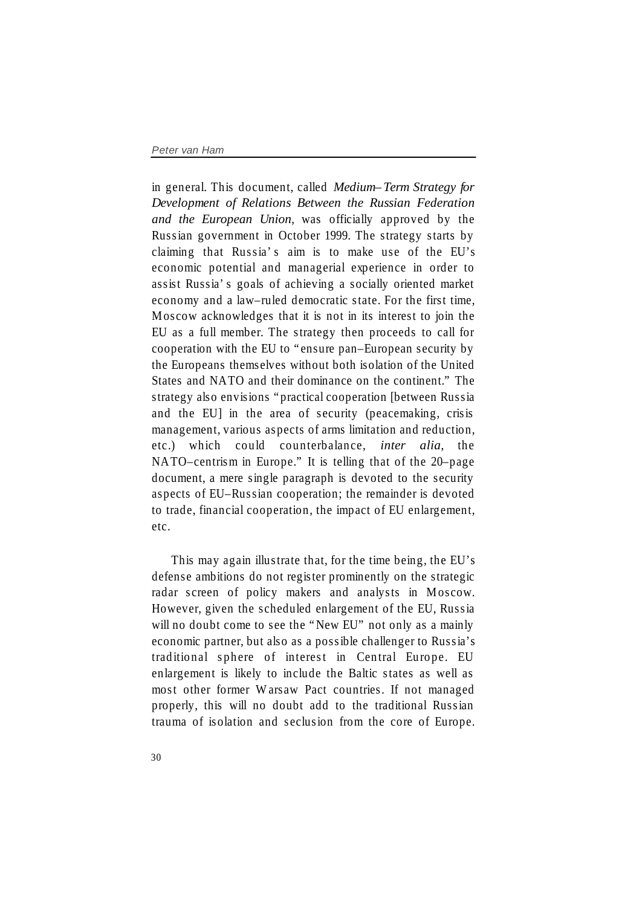in general. This document, called *Medium–Term Strategy for Development of Relations Between the Russian Federation and the European Union*, was officially approved by the Russian government in October 1999. The strategy starts by claiming that Russia's aim is to make use of the EU's economic potential and managerial experience in order to assist Russia's goals of achieving a socially oriented market economy and a law–ruled democratic state. For the first time, Moscow acknowledges that it is not in its interest to join the EU as a full member. The strategy then proceeds to call for cooperation with the EU to "ensure pan–European security by the Europeans themselves without both isolation of the United States and NATO and their dominance on the continent." The strategy also envisions "practical cooperation [between Russia and the EU] in the area of security (peacemaking, crisis management, various aspects of arms limitation and reduction, etc.) which could counterbalance, *inter alia*, the NATO–centrism in Europe." It is telling that of the 20–page document, a mere single paragraph is devoted to the security aspects of EU–Russian cooperation; the remainder is devoted to trade, financial cooperation, the impact of EU enlargement, etc.

This may again illustrate that, for the time being, the EU's defense ambitions do not register prominently on the strategic radar screen of policy makers and analysts in Moscow. However, given the scheduled enlargement of the EU, Russia will no doubt come to see the "New EU" not only as a mainly economic partner, but also as a possible challenger to Russia's traditional sphere of interest in Central Europe. EU enlargement is likely to include the Baltic states as well as most other former Warsaw Pact countries. If not managed properly, this will no doubt add to the traditional Russian trauma of isolation and seclusion from the core of Europe.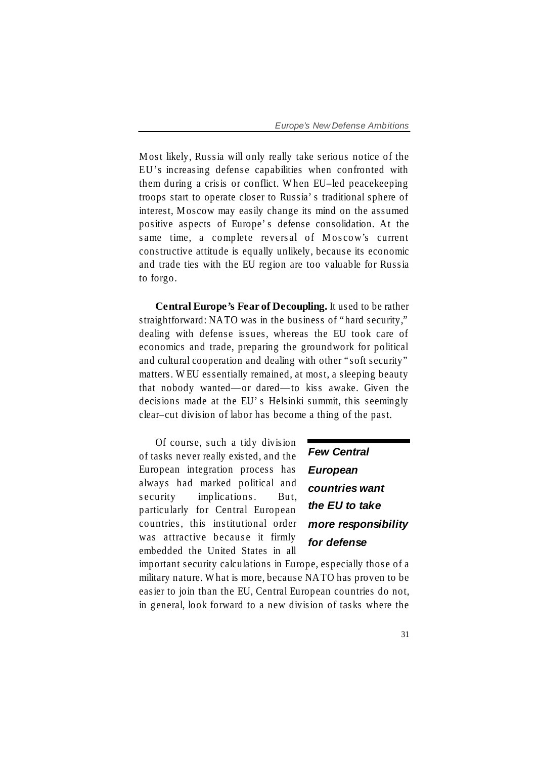Most likely, Russia will only really take serious notice of the EU's increasing defense capabilities when confronted with them during a crisis or conflict. When EU–led peacekeeping troops start to operate closer to Russia's traditional sphere of interest, Moscow may easily change its mind on the assumed positive aspects of Europe's defense consolidation. At the same time, a complete reversal of Moscow's current constructive attitude is equally unlikely, because its economic and trade ties with the EU region are too valuable for Russia to forgo.

**Central Europe's Fear of Decoupling.** It used to be rather straightforward: NATO was in the business of "hard security," dealing with defense issues, whereas the EU took care of economics and trade, preparing the groundwork for political and cultural cooperation and dealing with other "soft security" matters. WEU essentially remained, at most, a sleeping beauty that nobody wanted—or dared—to kiss awake. Given the decisions made at the EU's Helsinki summit, this seemingly clear–cut division of labor has become a thing of the past.

> ***Few Central European countries want the EU to take more responsibility for defense***

Of course, such a tidy division of tasks never really existed, and the European integration process has always had marked political and security implications. But, particularly for Central European countries, this institutional order was attractive because it firmly embedded the United States in all important security calculations in Europe, especially those of a military nature. What is more, because NATO has proven to be easier to join than the EU, Central European countries do not, in general, look forward to a new division of tasks where the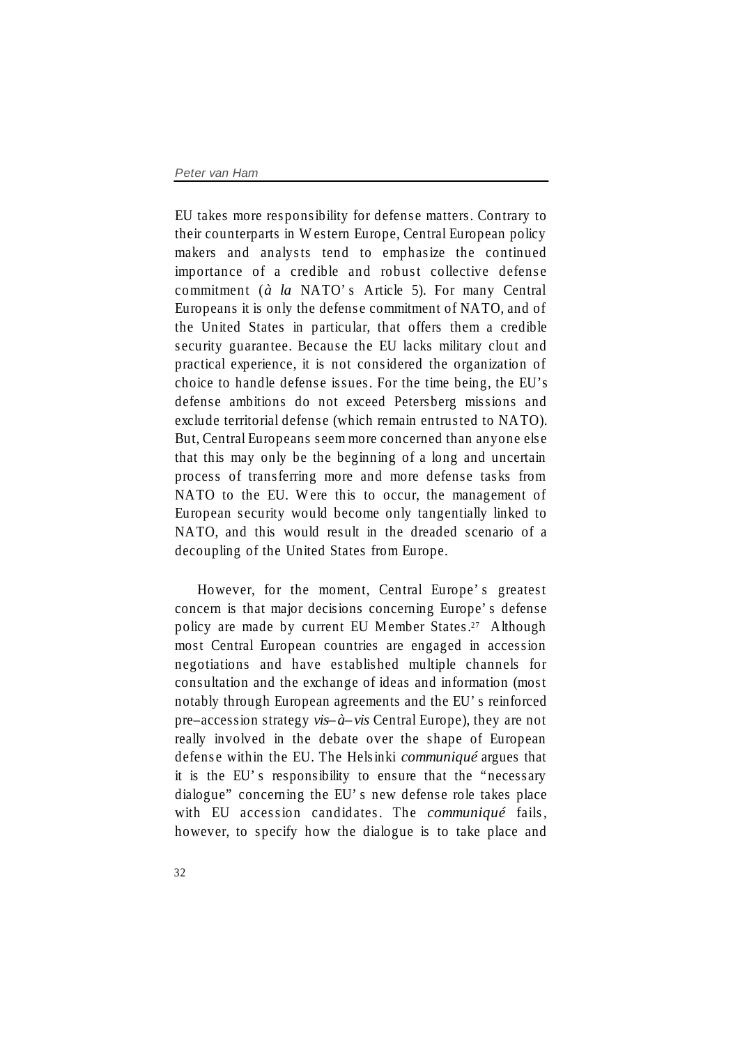EU takes more responsibility for defense matters. Contrary to their counterparts in Western Europe, Central European policy makers and analysts tend to emphasize the continued importance of a credible and robust collective defense commitment (*à la* NATO's Article 5). For many Central Europeans it is only the defense commitment of NATO, and of the United States in particular, that offers them a credible security guarantee. Because the EU lacks military clout and practical experience, it is not considered the organization of choice to handle defense issues. For the time being, the EU's defense ambitions do not exceed Petersberg missions and exclude territorial defense (which remain entrusted to NATO). But, Central Europeans seem more concerned than anyone else that this may only be the beginning of a long and uncertain process of transferring more and more defense tasks from NATO to the EU. Were this to occur, the management of European security would become only tangentially linked to NATO, and this would result in the dreaded scenario of a decoupling of the United States from Europe.

However, for the moment, Central Europe's greatest concern is that major decisions concerning Europe's defense policy are made by current EU Member States.[27] Although most Central European countries are engaged in accession negotiations and have established multiple channels for consultation and the exchange of ideas and information (most notably through European agreements and the EU's reinforced pre–accession strategy *vis–à–vis* Central Europe), they are not really involved in the debate over the shape of European defense within the EU. The Helsinki *communiqué* argues that it is the EU's responsibility to ensure that the "necessary dialogue" concerning the EU's new defense role takes place with EU accession candidates. The *communiqué* fails, however, to specify how the dialogue is to take place and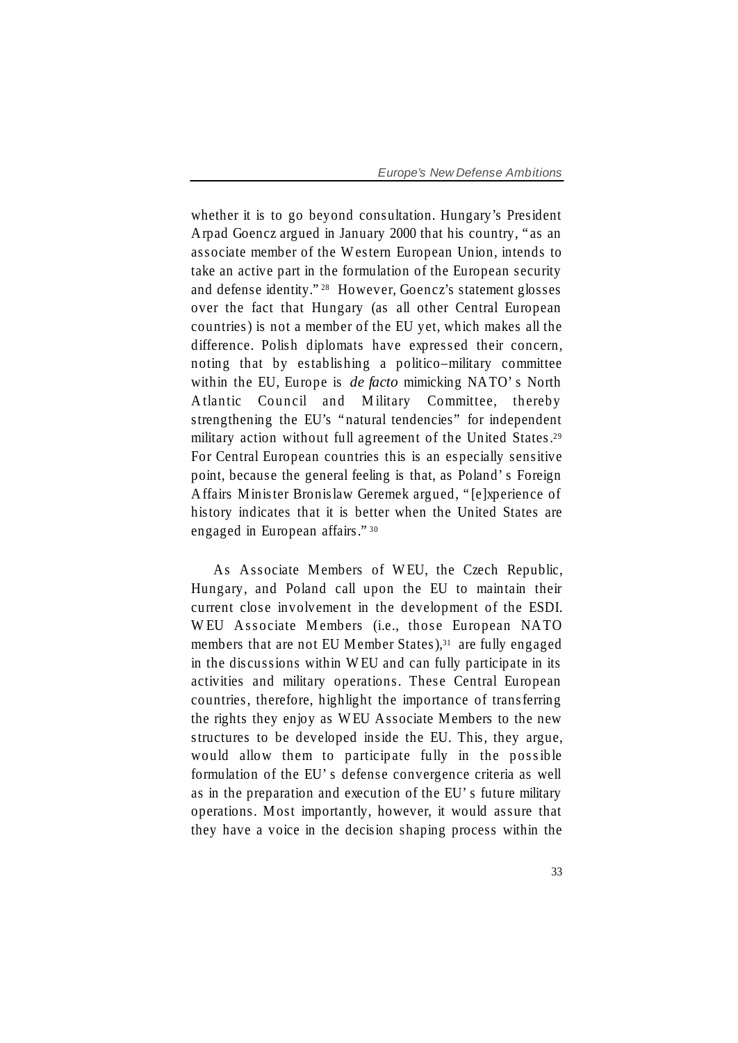whether it is to go beyond consultation. Hungary's President Arpad Goencz argued in January 2000 that his country, "as an associate member of the Western European Union, intends to take an active part in the formulation of the European security and defense identity." [28] However, Goencz's statement glosses over the fact that Hungary (as all other Central European countries) is not a member of the EU yet, which makes all the difference. Polish diplomats have expressed their concern, noting that by establishing a politico–military committee within the EU, Europe is *de facto* mimicking NATO's North Atlantic Council and Military Committee, thereby strengthening the EU's "natural tendencies" for independent military action without full agreement of the United States.[29] For Central European countries this is an especially sensitive point, because the general feeling is that, as Poland's Foreign Affairs Minister Bronislaw Geremek argued, "[e]xperience of history indicates that it is better when the United States are engaged in European affairs." [30]

As Associate Members of WEU, the Czech Republic, Hungary, and Poland call upon the EU to maintain their current close involvement in the development of the ESDI. WEU Associate Members (i.e., those European NATO members that are not EU Member States),[31] are fully engaged in the discussions within WEU and can fully participate in its activities and military operations. These Central European countries, therefore, highlight the importance of transferring the rights they enjoy as WEU Associate Members to the new structures to be developed inside the EU. This, they argue, would allow them to participate fully in the possible formulation of the EU's defense convergence criteria as well as in the preparation and execution of the EU's future military operations. Most importantly, however, it would assure that they have a voice in the decision shaping process within the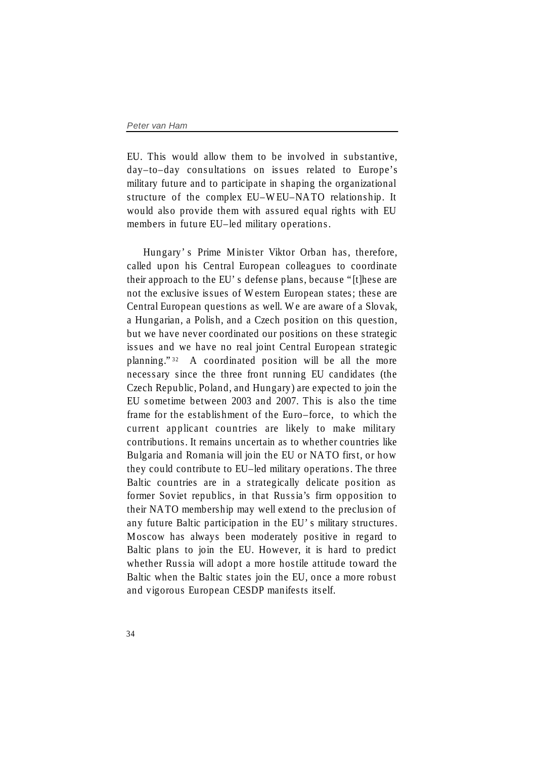EU. This would allow them to be involved in substantive, day–to–day consultations on issues related to Europe's military future and to participate in shaping the organizational structure of the complex EU–WEU–NATO relationship. It would also provide them with assured equal rights with EU members in future EU–led military operations.

Hungary's Prime Minister Viktor Orban has, therefore, called upon his Central European colleagues to coordinate their approach to the EU's defense plans, because "[t]hese are not the exclusive issues of Western European states; these are Central European questions as well. We are aware of a Slovak, a Hungarian, a Polish, and a Czech position on this question, but we have never coordinated our positions on these strategic issues and we have no real joint Central European strategic planning."[32] A coordinated position will be all the more necessary since the three front running EU candidates (the Czech Republic, Poland, and Hungary) are expected to join the EU sometime between 2003 and 2007. This is also the time frame for the establishment of the Euro–force, to which the current applicant countries are likely to make military contributions. It remains uncertain as to whether countries like Bulgaria and Romania will join the EU or NATO first, or how they could contribute to EU–led military operations. The three Baltic countries are in a strategically delicate position as former Soviet republics, in that Russia's firm opposition to their NATO membership may well extend to the preclusion of any future Baltic participation in the EU's military structures. Moscow has always been moderately positive in regard to Baltic plans to join the EU. However, it is hard to predict whether Russia will adopt a more hostile attitude toward the Baltic when the Baltic states join the EU, once a more robust and vigorous European CESDP manifests itself.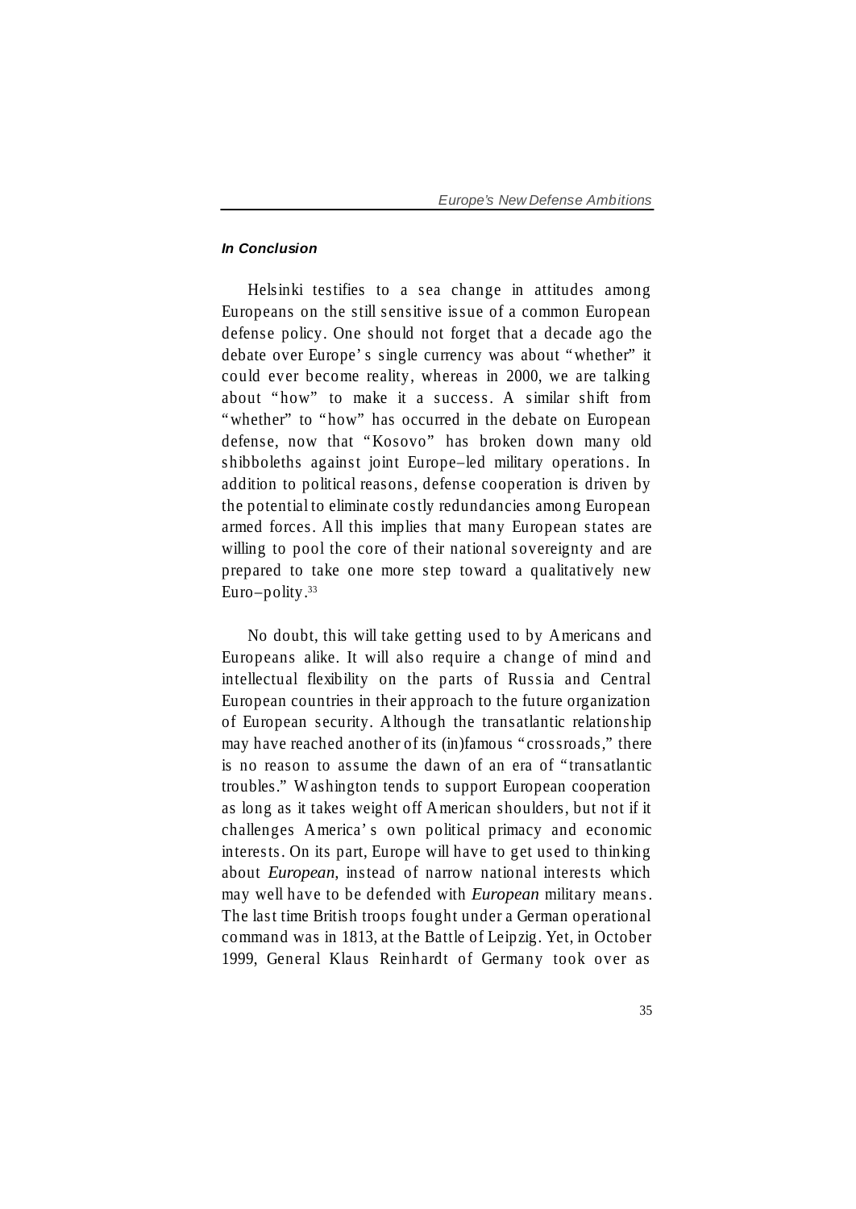### *In Conclusion*

Helsinki testifies to a sea change in attitudes among Europeans on the still sensitive issue of a common European defense policy. One should not forget that a decade ago the debate over Europe's single currency was about "whether" it could ever become reality, whereas in 2000, we are talking about "how" to make it a success. A similar shift from "whether" to "how" has occurred in the debate on European defense, now that "Kosovo" has broken down many old shibboleths against joint Europe–led military operations. In addition to political reasons, defense cooperation is driven by the potential to eliminate costly redundancies among European armed forces. All this implies that many European states are willing to pool the core of their national sovereignty and are prepared to take one more step toward a qualitatively new Euro–polity.[33]

No doubt, this will take getting used to by Americans and Europeans alike. It will also require a change of mind and intellectual flexibility on the parts of Russia and Central European countries in their approach to the future organization of European security. Although the transatlantic relationship may have reached another of its (in)famous "crossroads," there is no reason to assume the dawn of an era of "transatlantic troubles." Washington tends to support European cooperation as long as it takes weight off American shoulders, but not if it challenges America's own political primacy and economic interests. On its part, Europe will have to get used to thinking about *European*, instead of narrow national interests which may well have to be defended with *European* military means. The last time British troops fought under a German operational command was in 1813, at the Battle of Leipzig. Yet, in October 1999, General Klaus Reinhardt of Germany took over as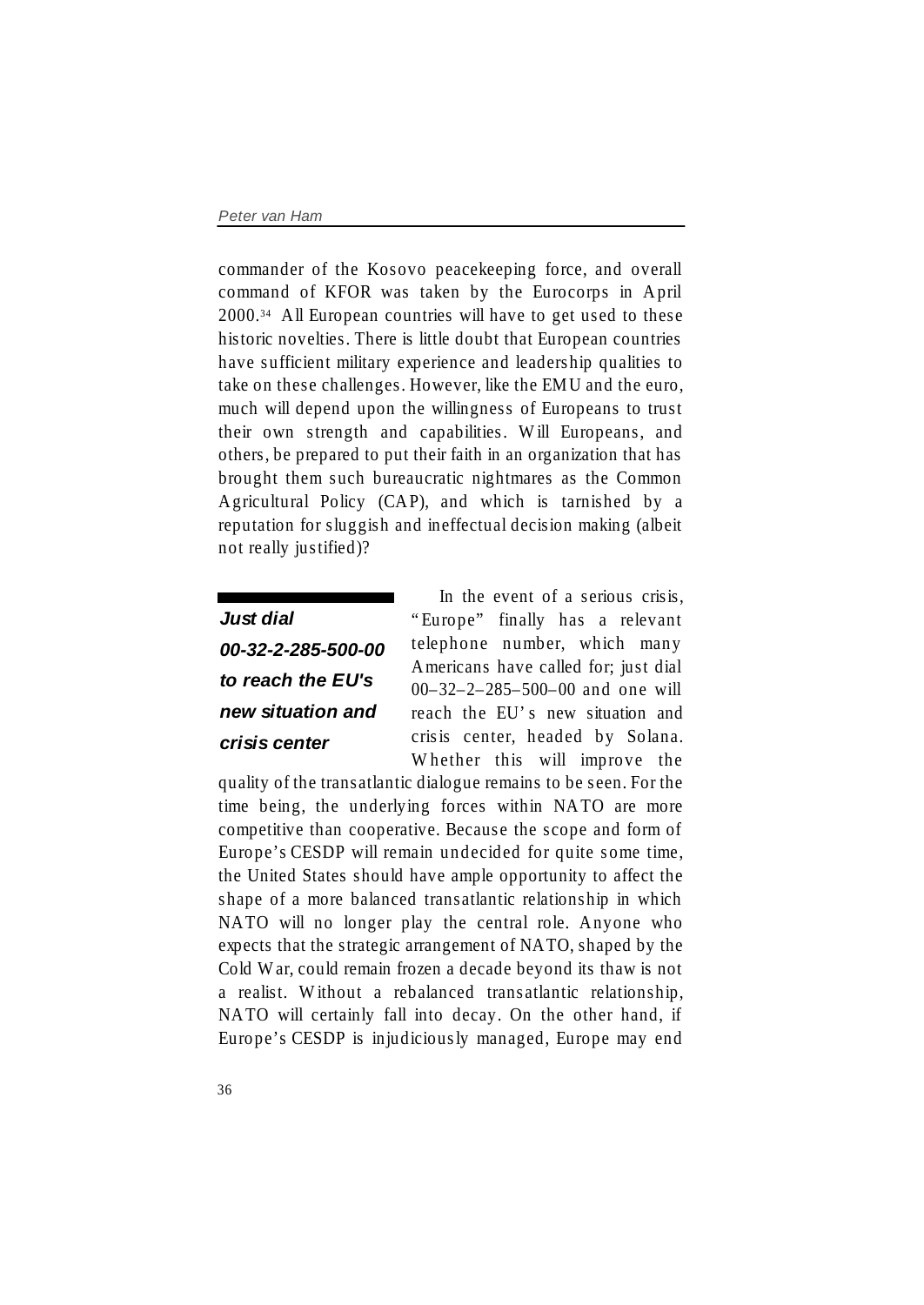commander of the Kosovo peacekeeping force, and overall command of KFOR was taken by the Eurocorps in April 2000.[34] All European countries will have to get used to these historic novelties. There is little doubt that European countries have sufficient military experience and leadership qualities to take on these challenges. However, like the EMU and the euro, much will depend upon the willingness of Europeans to trust their own strength and capabilities. Will Europeans, and others, be prepared to put their faith in an organization that has brought them such bureaucratic nightmares as the Common Agricultural Policy (CAP), and which is tarnished by a reputation for sluggish and ineffectual decision making (albeit not really justified)?

> ***Just dial 00-32-2-285-500-00 to reach the EU's new situation and crisis center***

In the event of a serious crisis, "Europe" finally has a relevant telephone number, which many Americans have called for; just dial 00–32–2–285–500–00 and one will reach the EU's new situation and crisis center, headed by Solana. Whether this will improve the quality of the transatlantic dialogue remains to be seen. For the time being, the underlying forces within NATO are more competitive than cooperative. Because the scope and form of Europe's CESDP will remain undecided for quite some time, the United States should have ample opportunity to affect the shape of a more balanced transatlantic relationship in which NATO will no longer play the central role. Anyone who expects that the strategic arrangement of NATO, shaped by the Cold War, could remain frozen a decade beyond its thaw is not a realist. Without a rebalanced transatlantic relationship, NATO will certainly fall into decay. On the other hand, if Europe's CESDP is injudiciously managed, Europe may end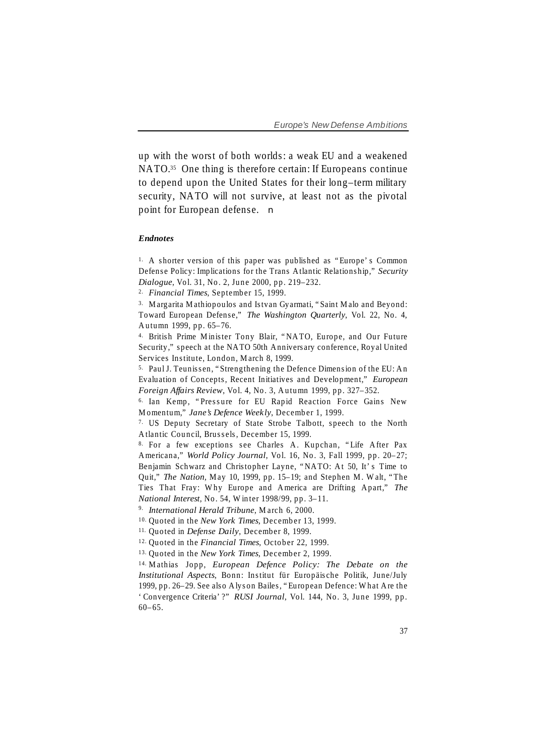up with the worst of both worlds: a weak EU and a weakened NATO.[35] One thing is therefore certain: If Europeans continue to depend upon the United States for their long–term military security, NATO will not survive, at least not as the pivotal point for European defense. n

***Endnotes***

1. A shorter version of this paper was published as "Europe's Common Defense Policy: Implications for the Trans Atlantic Relationship," *Security Dialogue*, Vol. 31, No. 2, June 2000, pp. 219–232.

2. *Financial Times*, September 15, 1999.

3. Margarita Mathiopoulos and Istvan Gyarmati, "Saint Malo and Beyond: Toward European Defense," *The Washington Quarterly*, Vol. 22, No. 4, Autumn 1999, pp. 65–76.

4. British Prime Minister Tony Blair, "NATO, Europe, and Our Future Security," speech at the NATO 50th Anniversary conference, Royal United Services Institute, London, March 8, 1999.

5. Paul J. Teunissen, "Strengthening the Defence Dimension of the EU: An Evaluation of Concepts, Recent Initiatives and Development," *European Foreign Affairs Review*, Vol. 4, No. 3, Autumn 1999, pp. 327–352.

6. Ian Kemp, "Pressure for EU Rapid Reaction Force Gains New Momentum," *Jane's Defence Weekly*, December 1, 1999.

7. US Deputy Secretary of State Strobe Talbott, speech to the North Atlantic Council, Brussels, December 15, 1999.

8. For a few exceptions see Charles A. Kupchan, "Life After Pax Americana," *World Policy Journal*, Vol. 16, No. 3, Fall 1999, pp. 20–27; Benjamin Schwarz and Christopher Layne, "NATO: At 50, It's Time to Quit," *The Nation*, May 10, 1999, pp. 15–19; and Stephen M. Walt, "The Ties That Fray: Why Europe and America are Drifting Apart," *The National Interest*, No. 54, Winter 1998/99, pp. 3–11.

9. *International Herald Tribune*, March 6, 2000.

10. Quoted in the *New York Times*, December 13, 1999.

11. Quoted in *Defense Daily*, December 8, 1999.

12. Quoted in the *Financial Times*, October 22, 1999.

13. Quoted in the *New York Times*, December 2, 1999.

14. Mathias Jopp, *European Defence Policy: The Debate on the Institutional Aspects*, Bonn: Institut für Europäische Politik, June/July 1999, pp. 26–29. See also Alyson Bailes, "European Defence: What Are the 'Convergence Criteria'?" *RUSI Journal*, Vol. 144, No. 3, June 1999, pp. 60–65.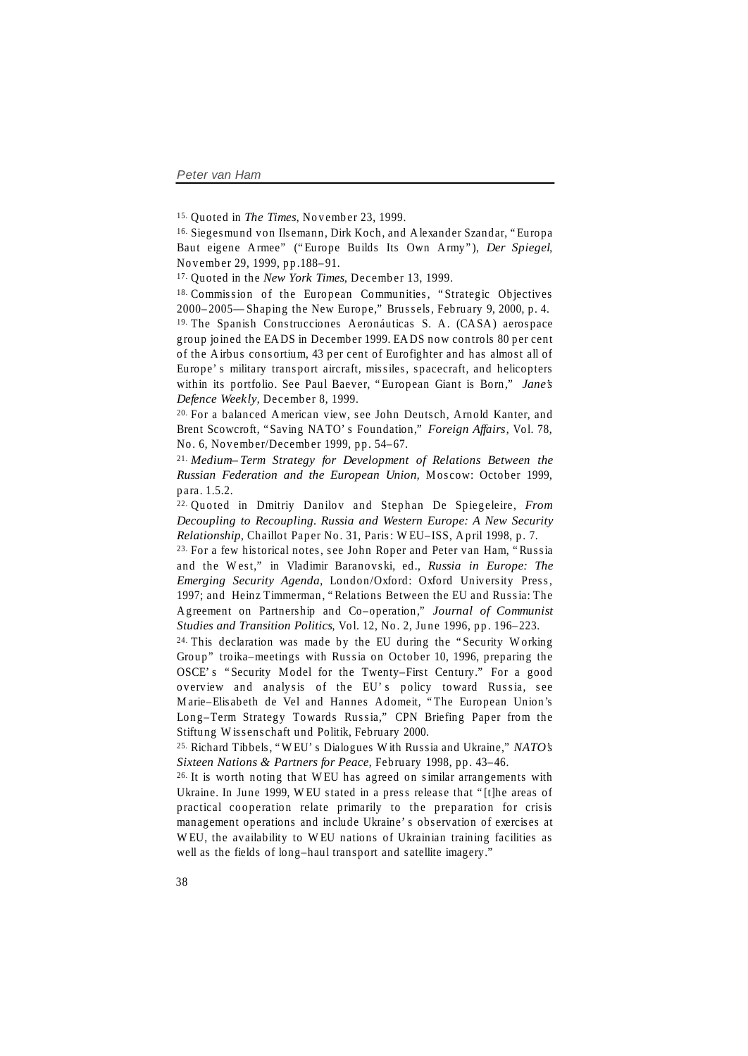15. Quoted in *The Times*, November 23, 1999.

16. Siegesmund von Ilsemann, Dirk Koch, and Alexander Szandar, "Europa Baut eigene Armee" ("Europe Builds Its Own Army"), *Der Spiegel*, November 29, 1999, pp.188–91.

17. Quoted in the *New York Times*, December 13, 1999.

18. Commission of the European Communities, "Strategic Objectives 2000–2005— Shaping the New Europe," Brussels, February 9, 2000, p. 4.

19. The Spanish Construcciones Aeronáuticas S. A. (CASA) aerospace group joined the EADS in December 1999. EADS now controls 80 per cent of the Airbus consortium, 43 per cent of Eurofighter and has almost all of Europe's military transport aircraft, missiles, spacecraft, and helicopters within its portfolio. See Paul Baever, "European Giant is Born," *Jane's Defence Weekly*, December 8, 1999.

20. For a balanced American view, see John Deutsch, Arnold Kanter, and Brent Scowcroft, "Saving NATO's Foundation," *Foreign Affairs*, Vol. 78, No. 6, November/December 1999, pp. 54–67.

21. *Medium–Term Strategy for Development of Relations Between the Russian Federation and the European Union*, Moscow: October 1999, para. 1.5.2.

22. Quoted in Dmitriy Danilov and Stephan De Spiegeleire, *From Decoupling to Recoupling. Russia and Western Europe: A New Security Relationship*, Chaillot Paper No. 31, Paris: WEU–ISS, April 1998, p. 7.

23. For a few historical notes, see John Roper and Peter van Ham, "Russia and the West," in Vladimir Baranovski, ed., *Russia in Europe: The Emerging Security Agenda*, London/Oxford: Oxford University Press, 1997; and Heinz Timmerman, "Relations Between the EU and Russia: The Agreement on Partnership and Co–operation," *Journal of Communist Studies and Transition Politics*, Vol. 12, No. 2, June 1996, pp. 196–223.

24. This declaration was made by the EU during the "Security Working Group" troika–meetings with Russia on October 10, 1996, preparing the OSCE's "Security Model for the Twenty–First Century." For a good overview and analysis of the EU's policy toward Russia, see Marie–Elisabeth de Vel and Hannes Adomeit, "The European Union's Long–Term Strategy Towards Russia," CPN Briefing Paper from the Stiftung Wissenschaft und Politik, February 2000.

25. Richard Tibbels, "WEU's Dialogues With Russia and Ukraine," *NATO's Sixteen Nations & Partners for Peace*, February 1998, pp. 43–46.

26. It is worth noting that WEU has agreed on similar arrangements with Ukraine. In June 1999, WEU stated in a press release that "[t]he areas of practical cooperation relate primarily to the preparation for crisis management operations and include Ukraine's observation of exercises at WEU, the availability to WEU nations of Ukrainian training facilities as well as the fields of long–haul transport and satellite imagery."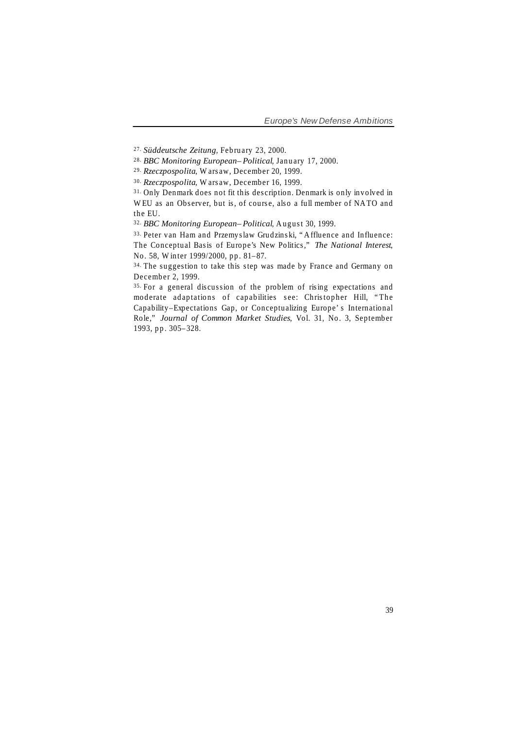27. *Süddeutsche Zeitung*, February 23, 2000.

28. *BBC Monitoring European– Political*, January 17, 2000.

29. *Rzeczpospolita*, Warsaw, December 20, 1999.

30. *Rzeczpospolita*, Warsaw, December 16, 1999.

31. Only Denmark does not fit this description. Denmark is only involved in WEU as an Observer, but is, of course, also a full member of NATO and the EU.

32. *BBC Monitoring European– Political*, August 30, 1999.

33. Peter van Ham and Przemyslaw Grudzinski, "Affluence and Influence: The Conceptual Basis of Europe's New Politics," *The National Interest*, No. 58, Winter 1999/2000, pp. 81–87.

34. The suggestion to take this step was made by France and Germany on December 2, 1999.

35. For a general discussion of the problem of rising expectations and moderate adaptations of capabilities see: Christopher Hill, "The Capability–Expectations Gap, or Conceptualizing Europe's International Role," *Journal of Common Market Studies*, Vol. 31, No. 3, September 1993, pp. 305–328.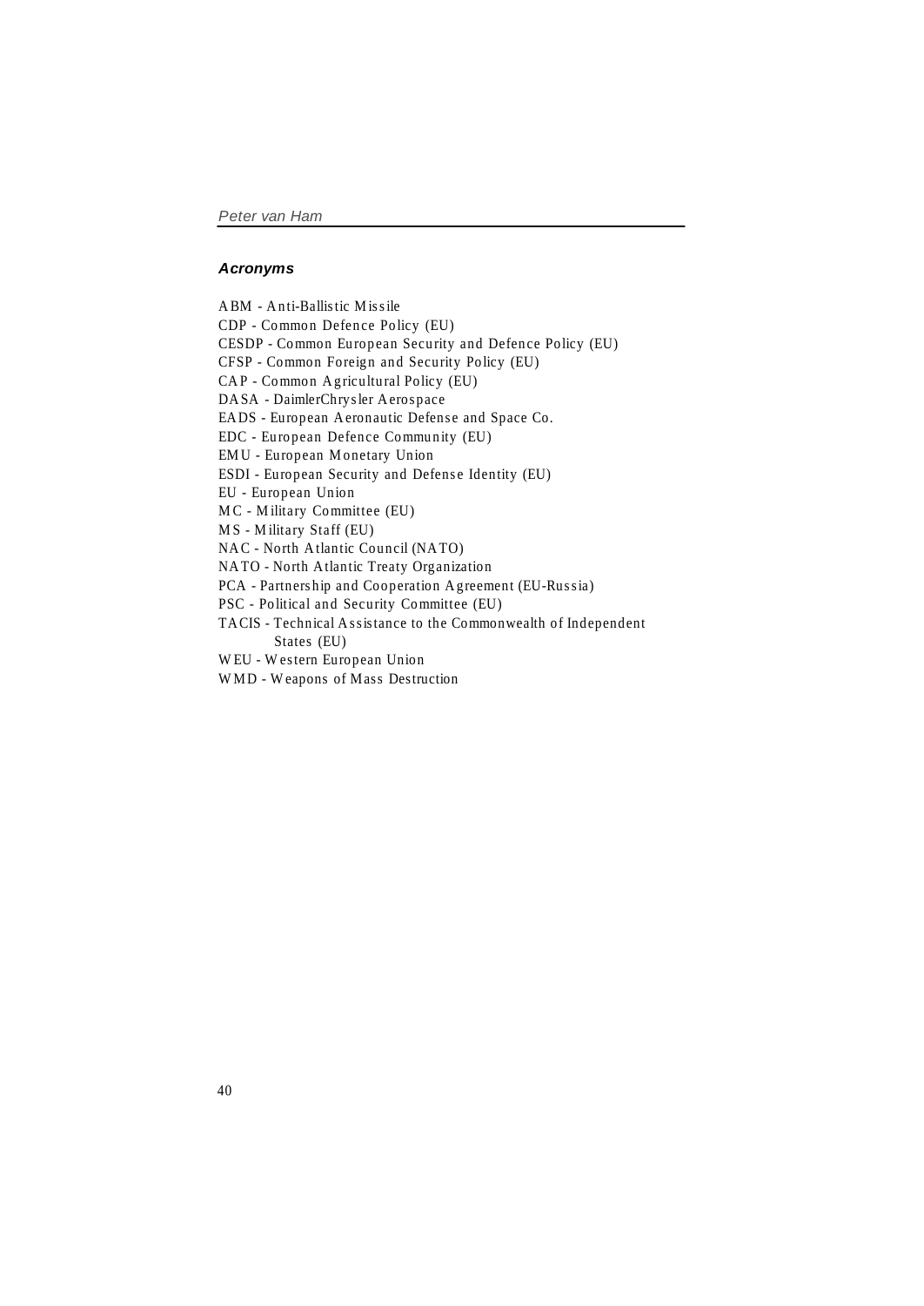### *Acronyms*

ABM - Anti-Ballistic Missile
CDP - Common Defence Policy (EU)
CESDP - Common European Security and Defence Policy (EU)
CFSP - Common Foreign and Security Policy (EU)
CAP - Common Agricultural Policy (EU)
DASA - DaimlerChrysler Aerospace
EADS - European Aeronautic Defense and Space Co.
EDC - European Defence Community (EU)
EMU - European Monetary Union
ESDI - European Security and Defense Identity (EU)
EU - European Union
MC - Military Committee (EU)
MS - Military Staff (EU)
NAC - North Atlantic Council (NATO)
NATO - North Atlantic Treaty Organization
PCA - Partnership and Cooperation Agreement (EU-Russia)
PSC - Political and Security Committee (EU)
TACIS - Technical Assistance to the Commonwealth of Independent States (EU)
WEU - Western European Union
WMD - Weapons of Mass Destruction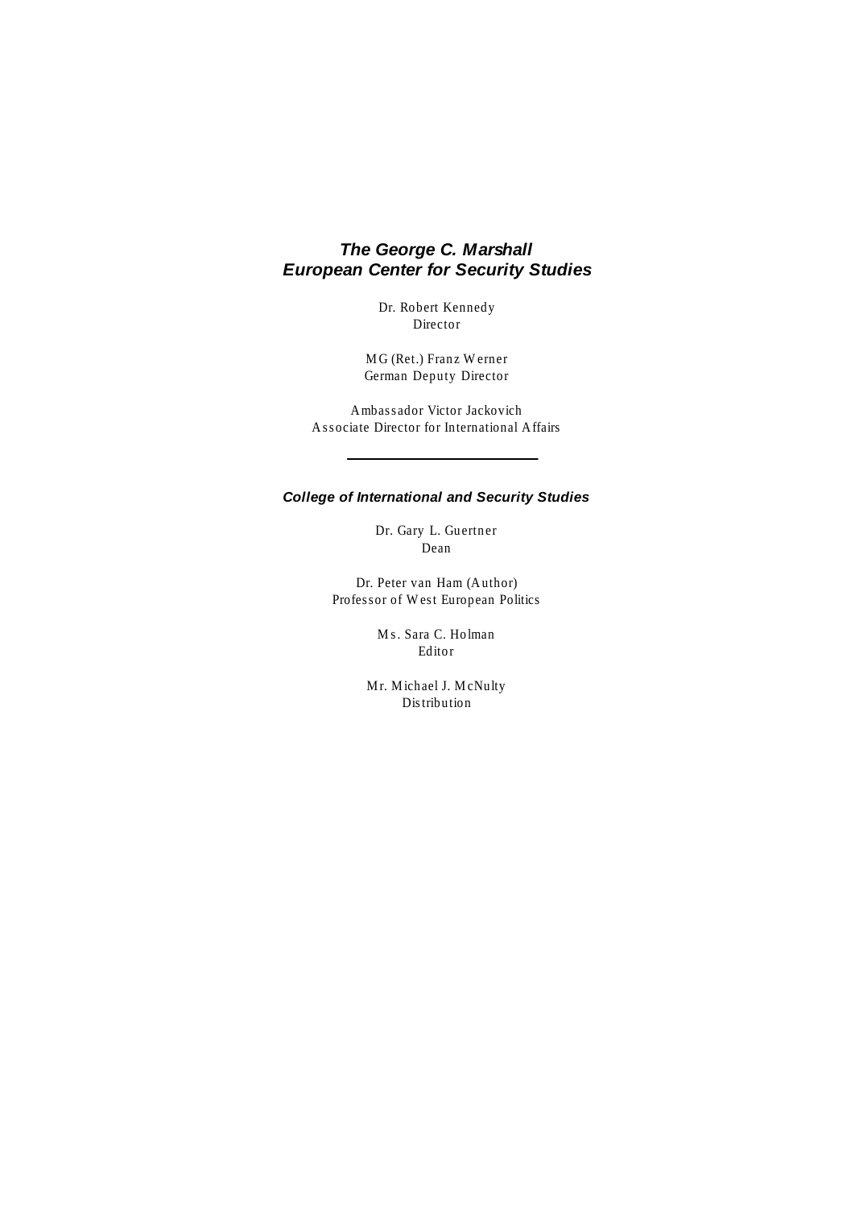## *The George C. Marshall European Center for Security Studies*

Dr. Robert Kennedy
Director

MG (Ret.) Franz Werner
German Deputy Director

Ambassador Victor Jackovich
Associate Director for International Affairs

---

### *College of International and Security Studies*

Dr. Gary L. Guertner
Dean

Dr. Peter van Ham (Author)
Professor of West European Politics

Ms. Sara C. Holman
Editor

Mr. Michael J. McNulty
Distribution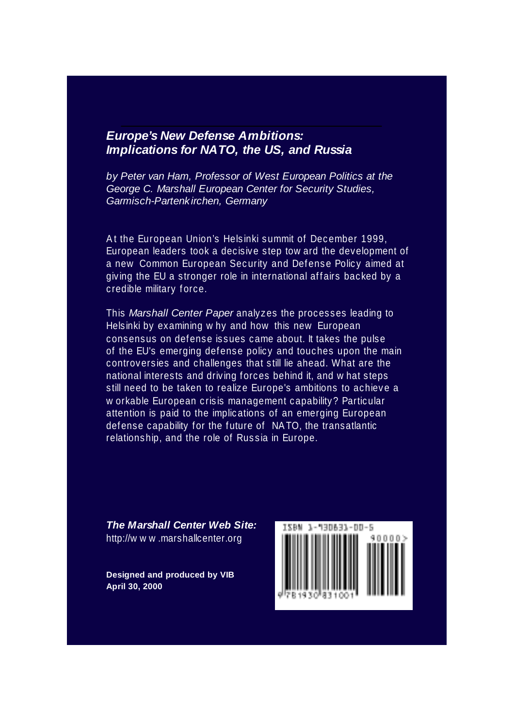## *Europe's New Defense Ambitions: Implications for NATO, the US, and Russia*

*by Peter van Ham, Professor of West European Politics at the George C. Marshall European Center for Security Studies, Garmisch-Partenkirchen, Germany*

At the European Union's Helsinki summit of December 1999, European leaders took a decisive step toward the development of a new Common European Security and Defense Policy aimed at giving the EU a stronger role in international affairs backed by a credible military force.

This *Marshall Center Paper* analyzes the processes leading to Helsinki by examining why and how this new European consensus on defense issues came about. It takes the pulse of the EU's emerging defense policy and touches upon the main controversies and challenges that still lie ahead. What are the national interests and driving forces behind it, and what steps still need to be taken to realize Europe's ambitions to achieve a workable European crisis management capability? Particular attention is paid to the implications of an emerging European defense capability for the future of NATO, the transatlantic relationship, and the role of Russia in Europe.

***The Marshall Center Web Site:***
http://www.marshallcenter.org

**Designed and produced by VIB**
**April 30, 2000**

ISBN 1-930831-00-5